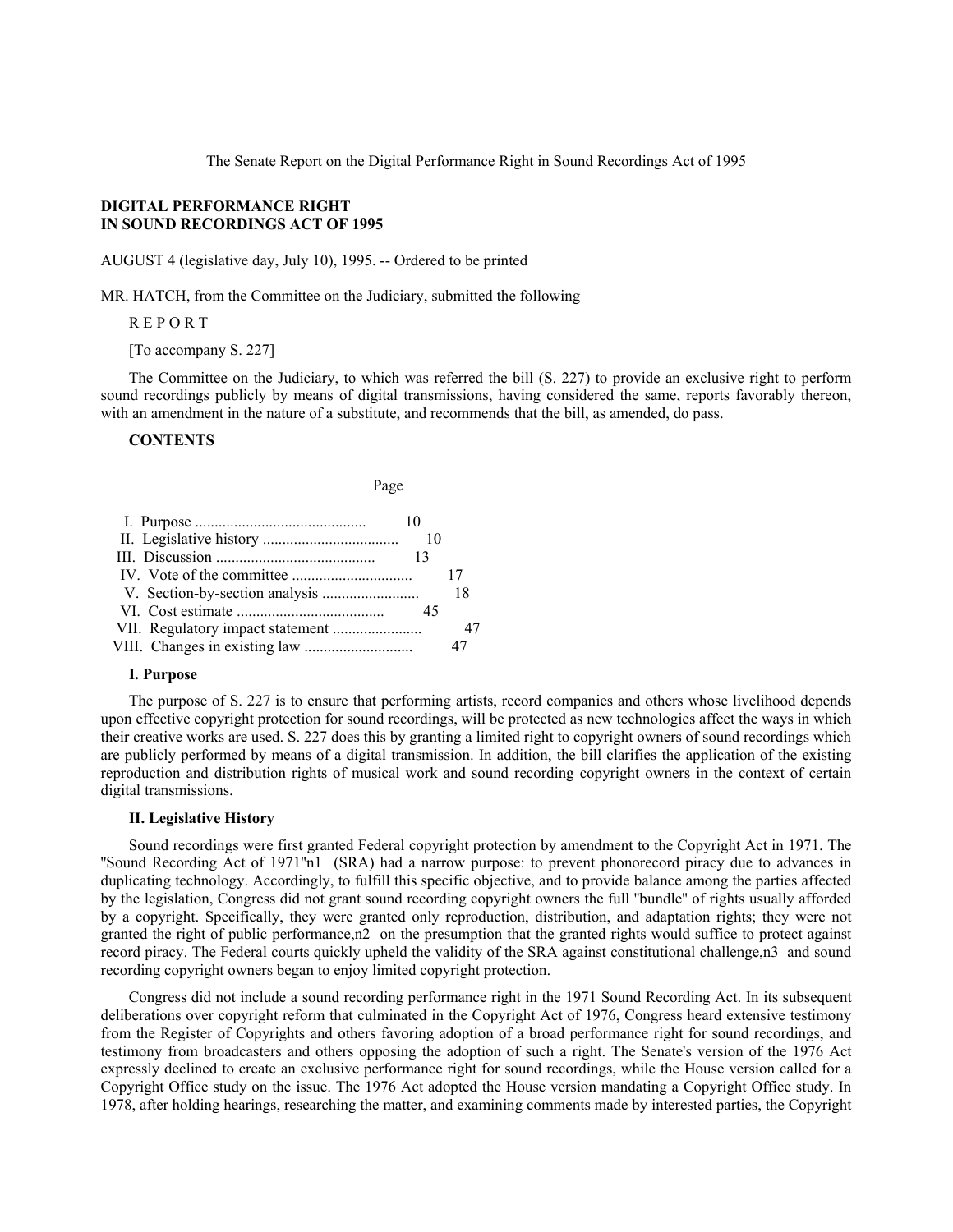The Senate Report on the Digital Performance Right in Sound Recordings Act of 1995

# DIGITAL PERFORMANCE RIGHT IN SOUND RECORDINGS ACT OF 1995

AUGUST 4 (legislative day, July 10), 1995. -- Ordered to be printed

MR. HATCH, from the Committee on the Judiciary, submitted the following

R E P O R T

[To accompany S. 227]

The Committee on the Judiciary, to which was referred the bill (S. 227) to provide an exclusive right to perform sound recordings publicly by means of digital transmissions, having considered the same, reports favorably thereon, with an amendment in the nature of a substitute, and recommends that the bill, as amended, do pass.

**CONTENTS**

| | Page |
|---|---|
| I. Purpose | 10 |
| II. Legislative history | 10 |
| III. Discussion | 13 |
| IV. Vote of the committee | 17 |
| V. Section-by-section analysis | 18 |
| VI. Cost estimate | 45 |
| VII. Regulatory impact statement | 47 |
| VIII. Changes in existing law | 47 |

## I. Purpose

The purpose of S. 227 is to ensure that performing artists, record companies and others whose livelihood depends upon effective copyright protection for sound recordings, will be protected as new technologies affect the ways in which their creative works are used. S. 227 does this by granting a limited right to copyright owners of sound recordings which are publicly performed by means of a digital transmission. In addition, the bill clarifies the application of the existing reproduction and distribution rights of musical work and sound recording copyright owners in the context of certain digital transmissions.

## II. Legislative History

Sound recordings were first granted Federal copyright protection by amendment to the Copyright Act in 1971. The "Sound Recording Act of 1971"n1 (SRA) had a narrow purpose: to prevent phonorecord piracy due to advances in duplicating technology. Accordingly, to fulfill this specific objective, and to provide balance among the parties affected by the legislation, Congress did not grant sound recording copyright owners the full "bundle" of rights usually afforded by a copyright. Specifically, they were granted only reproduction, distribution, and adaptation rights; they were not granted the right of public performance,n2 on the presumption that the granted rights would suffice to protect against record piracy. The Federal courts quickly upheld the validity of the SRA against constitutional challenge,n3 and sound recording copyright owners began to enjoy limited copyright protection.

Congress did not include a sound recording performance right in the 1971 Sound Recording Act. In its subsequent deliberations over copyright reform that culminated in the Copyright Act of 1976, Congress heard extensive testimony from the Register of Copyrights and others favoring adoption of a broad performance right for sound recordings, and testimony from broadcasters and others opposing the adoption of such a right. The Senate's version of the 1976 Act expressly declined to create an exclusive performance right for sound recordings, while the House version called for a Copyright Office study on the issue. The 1976 Act adopted the House version mandating a Copyright Office study. In 1978, after holding hearings, researching the matter, and examining comments made by interested parties, the Copyright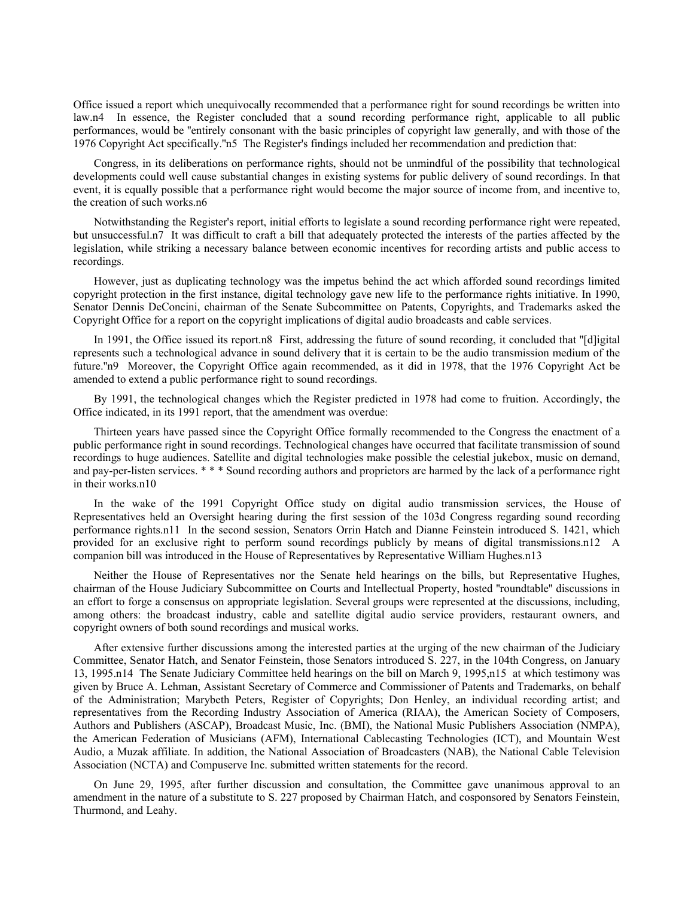Office issued a report which unequivocally recommended that a performance right for sound recordings be written into law.n4 In essence, the Register concluded that a sound recording performance right, applicable to all public performances, would be "entirely consonant with the basic principles of copyright law generally, and with those of the 1976 Copyright Act specifically."n5 The Register's findings included her recommendation and prediction that:

Congress, in its deliberations on performance rights, should not be unmindful of the possibility that technological developments could well cause substantial changes in existing systems for public delivery of sound recordings. In that event, it is equally possible that a performance right would become the major source of income from, and incentive to, the creation of such works.n6

Notwithstanding the Register's report, initial efforts to legislate a sound recording performance right were repeated, but unsuccessful.n7 It was difficult to craft a bill that adequately protected the interests of the parties affected by the legislation, while striking a necessary balance between economic incentives for recording artists and public access to recordings.

However, just as duplicating technology was the impetus behind the act which afforded sound recordings limited copyright protection in the first instance, digital technology gave new life to the performance rights initiative. In 1990, Senator Dennis DeConcini, chairman of the Senate Subcommittee on Patents, Copyrights, and Trademarks asked the Copyright Office for a report on the copyright implications of digital audio broadcasts and cable services.

In 1991, the Office issued its report.n8 First, addressing the future of sound recording, it concluded that "[d]igital represents such a technological advance in sound delivery that it is certain to be the audio transmission medium of the future."n9 Moreover, the Copyright Office again recommended, as it did in 1978, that the 1976 Copyright Act be amended to extend a public performance right to sound recordings.

By 1991, the technological changes which the Register predicted in 1978 had come to fruition. Accordingly, the Office indicated, in its 1991 report, that the amendment was overdue:

Thirteen years have passed since the Copyright Office formally recommended to the Congress the enactment of a public performance right in sound recordings. Technological changes have occurred that facilitate transmission of sound recordings to huge audiences. Satellite and digital technologies make possible the celestial jukebox, music on demand, and pay-per-listen services. * * * Sound recording authors and proprietors are harmed by the lack of a performance right in their works.n10

In the wake of the 1991 Copyright Office study on digital audio transmission services, the House of Representatives held an Oversight hearing during the first session of the 103d Congress regarding sound recording performance rights.n11 In the second session, Senators Orrin Hatch and Dianne Feinstein introduced S. 1421, which provided for an exclusive right to perform sound recordings publicly by means of digital transmissions.n12 A companion bill was introduced in the House of Representatives by Representative William Hughes.n13

Neither the House of Representatives nor the Senate held hearings on the bills, but Representative Hughes, chairman of the House Judiciary Subcommittee on Courts and Intellectual Property, hosted "roundtable" discussions in an effort to forge a consensus on appropriate legislation. Several groups were represented at the discussions, including, among others: the broadcast industry, cable and satellite digital audio service providers, restaurant owners, and copyright owners of both sound recordings and musical works.

After extensive further discussions among the interested parties at the urging of the new chairman of the Judiciary Committee, Senator Hatch, and Senator Feinstein, those Senators introduced S. 227, in the 104th Congress, on January 13, 1995.n14 The Senate Judiciary Committee held hearings on the bill on March 9, 1995,n15 at which testimony was given by Bruce A. Lehman, Assistant Secretary of Commerce and Commissioner of Patents and Trademarks, on behalf of the Administration; Marybeth Peters, Register of Copyrights; Don Henley, an individual recording artist; and representatives from the Recording Industry Association of America (RIAA), the American Society of Composers, Authors and Publishers (ASCAP), Broadcast Music, Inc. (BMI), the National Music Publishers Association (NMPA), the American Federation of Musicians (AFM), International Cablecasting Technologies (ICT), and Mountain West Audio, a Muzak affiliate. In addition, the National Association of Broadcasters (NAB), the National Cable Television Association (NCTA) and Compuserve Inc. submitted written statements for the record.

On June 29, 1995, after further discussion and consultation, the Committee gave unanimous approval to an amendment in the nature of a substitute to S. 227 proposed by Chairman Hatch, and cosponsored by Senators Feinstein, Thurmond, and Leahy.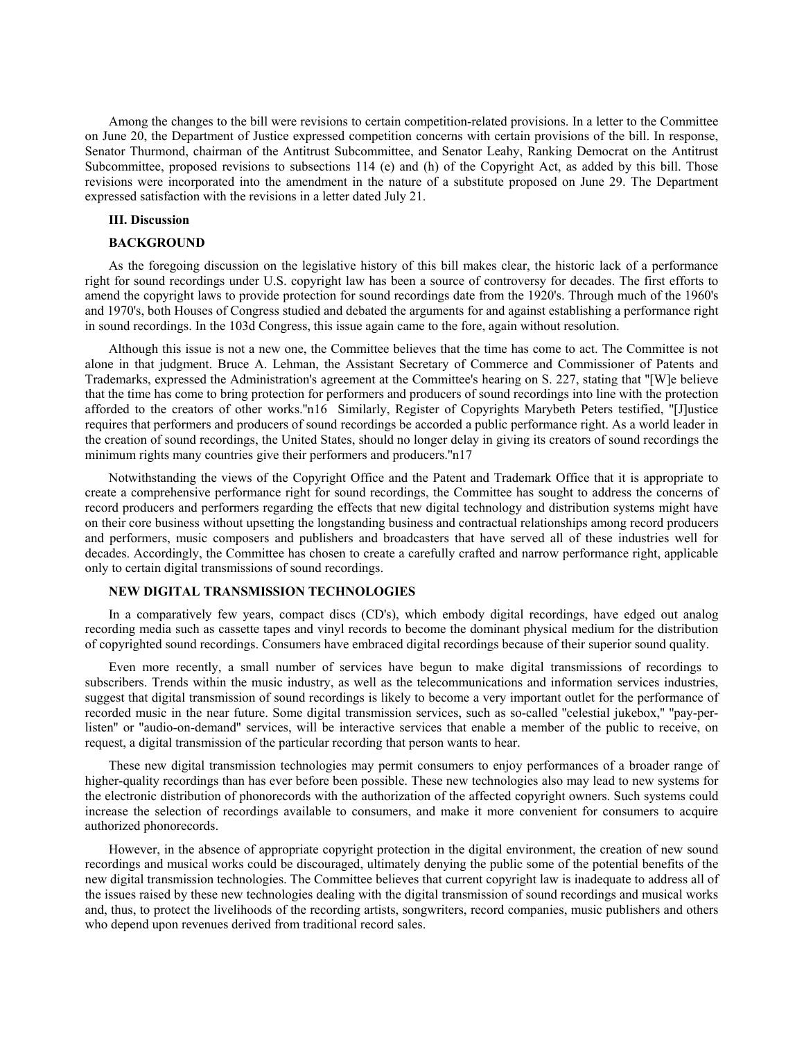Among the changes to the bill were revisions to certain competition-related provisions. In a letter to the Committee on June 20, the Department of Justice expressed competition concerns with certain provisions of the bill. In response, Senator Thurmond, chairman of the Antitrust Subcommittee, and Senator Leahy, Ranking Democrat on the Antitrust Subcommittee, proposed revisions to subsections 114 (e) and (h) of the Copyright Act, as added by this bill. Those revisions were incorporated into the amendment in the nature of a substitute proposed on June 29. The Department expressed satisfaction with the revisions in a letter dated July 21.

### III. Discussion

#### BACKGROUND

As the foregoing discussion on the legislative history of this bill makes clear, the historic lack of a performance right for sound recordings under U.S. copyright law has been a source of controversy for decades. The first efforts to amend the copyright laws to provide protection for sound recordings date from the 1920's. Through much of the 1960's and 1970's, both Houses of Congress studied and debated the arguments for and against establishing a performance right in sound recordings. In the 103d Congress, this issue again came to the fore, again without resolution.

Although this issue is not a new one, the Committee believes that the time has come to act. The Committee is not alone in that judgment. Bruce A. Lehman, the Assistant Secretary of Commerce and Commissioner of Patents and Trademarks, expressed the Administration's agreement at the Committee's hearing on S. 227, stating that "[W]e believe that the time has come to bring protection for performers and producers of sound recordings into line with the protection afforded to the creators of other works."n16 Similarly, Register of Copyrights Marybeth Peters testified, "[J]ustice requires that performers and producers of sound recordings be accorded a public performance right. As a world leader in the creation of sound recordings, the United States, should no longer delay in giving its creators of sound recordings the minimum rights many countries give their performers and producers."n17

Notwithstanding the views of the Copyright Office and the Patent and Trademark Office that it is appropriate to create a comprehensive performance right for sound recordings, the Committee has sought to address the concerns of record producers and performers regarding the effects that new digital technology and distribution systems might have on their core business without upsetting the longstanding business and contractual relationships among record producers and performers, music composers and publishers and broadcasters that have served all of these industries well for decades. Accordingly, the Committee has chosen to create a carefully crafted and narrow performance right, applicable only to certain digital transmissions of sound recordings.

#### NEW DIGITAL TRANSMISSION TECHNOLOGIES

In a comparatively few years, compact discs (CD's), which embody digital recordings, have edged out analog recording media such as cassette tapes and vinyl records to become the dominant physical medium for the distribution of copyrighted sound recordings. Consumers have embraced digital recordings because of their superior sound quality.

Even more recently, a small number of services have begun to make digital transmissions of recordings to subscribers. Trends within the music industry, as well as the telecommunications and information services industries, suggest that digital transmission of sound recordings is likely to become a very important outlet for the performance of recorded music in the near future. Some digital transmission services, such as so-called "celestial jukebox," "pay-per-listen" or "audio-on-demand" services, will be interactive services that enable a member of the public to receive, on request, a digital transmission of the particular recording that person wants to hear.

These new digital transmission technologies may permit consumers to enjoy performances of a broader range of higher-quality recordings than has ever before been possible. These new technologies also may lead to new systems for the electronic distribution of phonorecords with the authorization of the affected copyright owners. Such systems could increase the selection of recordings available to consumers, and make it more convenient for consumers to acquire authorized phonorecords.

However, in the absence of appropriate copyright protection in the digital environment, the creation of new sound recordings and musical works could be discouraged, ultimately denying the public some of the potential benefits of the new digital transmission technologies. The Committee believes that current copyright law is inadequate to address all of the issues raised by these new technologies dealing with the digital transmission of sound recordings and musical works and, thus, to protect the livelihoods of the recording artists, songwriters, record companies, music publishers and others who depend upon revenues derived from traditional record sales.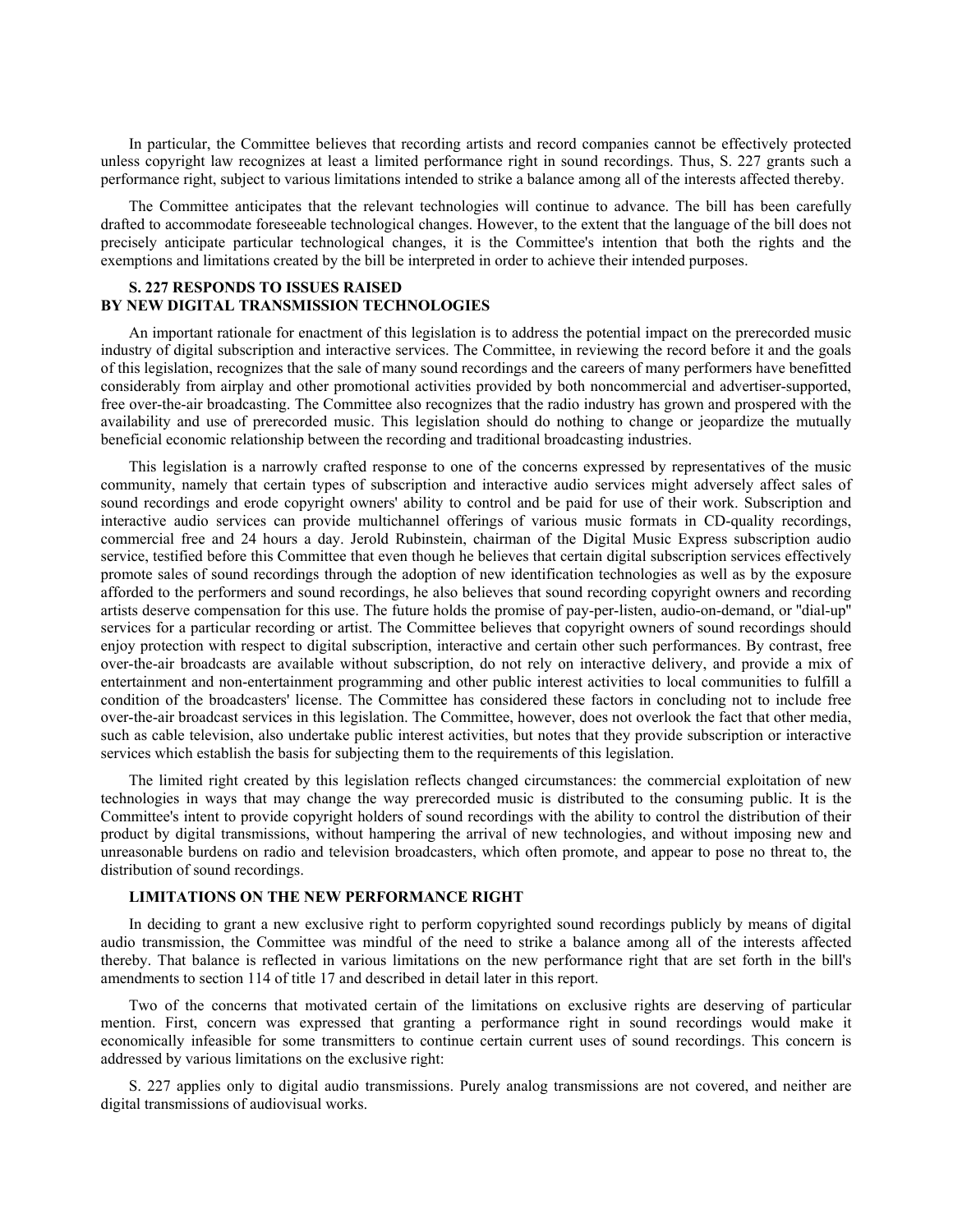In particular, the Committee believes that recording artists and record companies cannot be effectively protected unless copyright law recognizes at least a limited performance right in sound recordings. Thus, S. 227 grants such a performance right, subject to various limitations intended to strike a balance among all of the interests affected thereby.

The Committee anticipates that the relevant technologies will continue to advance. The bill has been carefully drafted to accommodate foreseeable technological changes. However, to the extent that the language of the bill does not precisely anticipate particular technological changes, it is the Committee's intention that both the rights and the exemptions and limitations created by the bill be interpreted in order to achieve their intended purposes.

### S. 227 RESPONDS TO ISSUES RAISED BY NEW DIGITAL TRANSMISSION TECHNOLOGIES

An important rationale for enactment of this legislation is to address the potential impact on the prerecorded music industry of digital subscription and interactive services. The Committee, in reviewing the record before it and the goals of this legislation, recognizes that the sale of many sound recordings and the careers of many performers have benefitted considerably from airplay and other promotional activities provided by both noncommercial and advertiser-supported, free over-the-air broadcasting. The Committee also recognizes that the radio industry has grown and prospered with the availability and use of prerecorded music. This legislation should do nothing to change or jeopardize the mutually beneficial economic relationship between the recording and traditional broadcasting industries.

This legislation is a narrowly crafted response to one of the concerns expressed by representatives of the music community, namely that certain types of subscription and interactive audio services might adversely affect sales of sound recordings and erode copyright owners' ability to control and be paid for use of their work. Subscription and interactive audio services can provide multichannel offerings of various music formats in CD-quality recordings, commercial free and 24 hours a day. Jerold Rubinstein, chairman of the Digital Music Express subscription audio service, testified before this Committee that even though he believes that certain digital subscription services effectively promote sales of sound recordings through the adoption of new identification technologies as well as by the exposure afforded to the performers and sound recordings, he also believes that sound recording copyright owners and recording artists deserve compensation for this use. The future holds the promise of pay-per-listen, audio-on-demand, or "dial-up" services for a particular recording or artist. The Committee believes that copyright owners of sound recordings should enjoy protection with respect to digital subscription, interactive and certain other such performances. By contrast, free over-the-air broadcasts are available without subscription, do not rely on interactive delivery, and provide a mix of entertainment and non-entertainment programming and other public interest activities to local communities to fulfill a condition of the broadcasters' license. The Committee has considered these factors in concluding not to include free over-the-air broadcast services in this legislation. The Committee, however, does not overlook the fact that other media, such as cable television, also undertake public interest activities, but notes that they provide subscription or interactive services which establish the basis for subjecting them to the requirements of this legislation.

The limited right created by this legislation reflects changed circumstances: the commercial exploitation of new technologies in ways that may change the way prerecorded music is distributed to the consuming public. It is the Committee's intent to provide copyright holders of sound recordings with the ability to control the distribution of their product by digital transmissions, without hampering the arrival of new technologies, and without imposing new and unreasonable burdens on radio and television broadcasters, which often promote, and appear to pose no threat to, the distribution of sound recordings.

### LIMITATIONS ON THE NEW PERFORMANCE RIGHT

In deciding to grant a new exclusive right to perform copyrighted sound recordings publicly by means of digital audio transmission, the Committee was mindful of the need to strike a balance among all of the interests affected thereby. That balance is reflected in various limitations on the new performance right that are set forth in the bill's amendments to section 114 of title 17 and described in detail later in this report.

Two of the concerns that motivated certain of the limitations on exclusive rights are deserving of particular mention. First, concern was expressed that granting a performance right in sound recordings would make it economically infeasible for some transmitters to continue certain current uses of sound recordings. This concern is addressed by various limitations on the exclusive right:

S. 227 applies only to digital audio transmissions. Purely analog transmissions are not covered, and neither are digital transmissions of audiovisual works.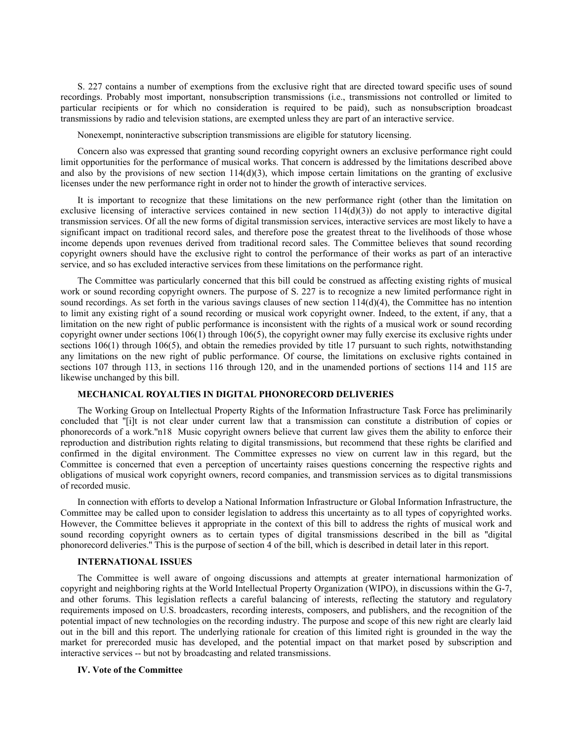S. 227 contains a number of exemptions from the exclusive right that are directed toward specific uses of sound recordings. Probably most important, nonsubscription transmissions (i.e., transmissions not controlled or limited to particular recipients or for which no consideration is required to be paid), such as nonsubscription broadcast transmissions by radio and television stations, are exempted unless they are part of an interactive service.

Nonexempt, noninteractive subscription transmissions are eligible for statutory licensing.

Concern also was expressed that granting sound recording copyright owners an exclusive performance right could limit opportunities for the performance of musical works. That concern is addressed by the limitations described above and also by the provisions of new section 114(d)(3), which impose certain limitations on the granting of exclusive licenses under the new performance right in order not to hinder the growth of interactive services.

It is important to recognize that these limitations on the new performance right (other than the limitation on exclusive licensing of interactive services contained in new section 114(d)(3)) do not apply to interactive digital transmission services. Of all the new forms of digital transmission services, interactive services are most likely to have a significant impact on traditional record sales, and therefore pose the greatest threat to the livelihoods of those whose income depends upon revenues derived from traditional record sales. The Committee believes that sound recording copyright owners should have the exclusive right to control the performance of their works as part of an interactive service, and so has excluded interactive services from these limitations on the performance right.

The Committee was particularly concerned that this bill could be construed as affecting existing rights of musical work or sound recording copyright owners. The purpose of S. 227 is to recognize a new limited performance right in sound recordings. As set forth in the various savings clauses of new section 114(d)(4), the Committee has no intention to limit any existing right of a sound recording or musical work copyright owner. Indeed, to the extent, if any, that a limitation on the new right of public performance is inconsistent with the rights of a musical work or sound recording copyright owner under sections 106(1) through 106(5), the copyright owner may fully exercise its exclusive rights under sections 106(1) through 106(5), and obtain the remedies provided by title 17 pursuant to such rights, notwithstanding any limitations on the new right of public performance. Of course, the limitations on exclusive rights contained in sections 107 through 113, in sections 116 through 120, and in the unamended portions of sections 114 and 115 are likewise unchanged by this bill.

### MECHANICAL ROYALTIES IN DIGITAL PHONORECORD DELIVERIES

The Working Group on Intellectual Property Rights of the Information Infrastructure Task Force has preliminarily concluded that "[i]t is not clear under current law that a transmission can constitute a distribution of copies or phonorecords of a work."n18 Music copyright owners believe that current law gives them the ability to enforce their reproduction and distribution rights relating to digital transmissions, but recommend that these rights be clarified and confirmed in the digital environment. The Committee expresses no view on current law in this regard, but the Committee is concerned that even a perception of uncertainty raises questions concerning the respective rights and obligations of musical work copyright owners, record companies, and transmission services as to digital transmissions of recorded music.

In connection with efforts to develop a National Information Infrastructure or Global Information Infrastructure, the Committee may be called upon to consider legislation to address this uncertainty as to all types of copyrighted works. However, the Committee believes it appropriate in the context of this bill to address the rights of musical work and sound recording copyright owners as to certain types of digital transmissions described in the bill as "digital phonorecord deliveries." This is the purpose of section 4 of the bill, which is described in detail later in this report.

### INTERNATIONAL ISSUES

The Committee is well aware of ongoing discussions and attempts at greater international harmonization of copyright and neighboring rights at the World Intellectual Property Organization (WIPO), in discussions within the G-7, and other forums. This legislation reflects a careful balancing of interests, reflecting the statutory and regulatory requirements imposed on U.S. broadcasters, recording interests, composers, and publishers, and the recognition of the potential impact of new technologies on the recording industry. The purpose and scope of this new right are clearly laid out in the bill and this report. The underlying rationale for creation of this limited right is grounded in the way the market for prerecorded music has developed, and the potential impact on that market posed by subscription and interactive services -- but not by broadcasting and related transmissions.

### IV. Vote of the Committee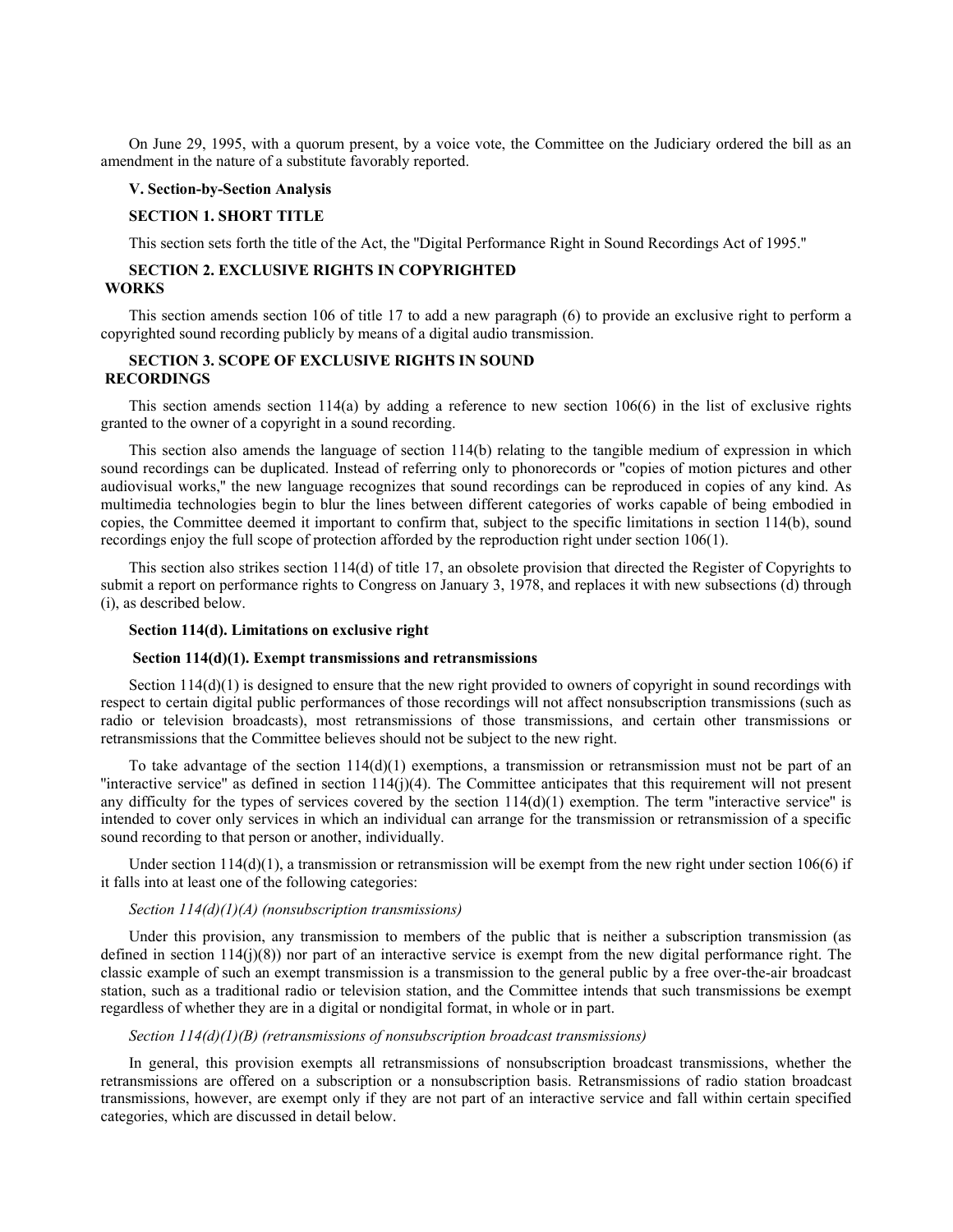On June 29, 1995, with a quorum present, by a voice vote, the Committee on the Judiciary ordered the bill as an amendment in the nature of a substitute favorably reported.

## V. Section-by-Section Analysis

### SECTION 1. SHORT TITLE

This section sets forth the title of the Act, the "Digital Performance Right in Sound Recordings Act of 1995."

### SECTION 2. EXCLUSIVE RIGHTS IN COPYRIGHTED WORKS

This section amends section 106 of title 17 to add a new paragraph (6) to provide an exclusive right to perform a copyrighted sound recording publicly by means of a digital audio transmission.

### SECTION 3. SCOPE OF EXCLUSIVE RIGHTS IN SOUND RECORDINGS

This section amends section 114(a) by adding a reference to new section 106(6) in the list of exclusive rights granted to the owner of a copyright in a sound recording.

This section also amends the language of section 114(b) relating to the tangible medium of expression in which sound recordings can be duplicated. Instead of referring only to phonorecords or "copies of motion pictures and other audiovisual works," the new language recognizes that sound recordings can be reproduced in copies of any kind. As multimedia technologies begin to blur the lines between different categories of works capable of being embodied in copies, the Committee deemed it important to confirm that, subject to the specific limitations in section 114(b), sound recordings enjoy the full scope of protection afforded by the reproduction right under section 106(1).

This section also strikes section 114(d) of title 17, an obsolete provision that directed the Register of Copyrights to submit a report on performance rights to Congress on January 3, 1978, and replaces it with new subsections (d) through (i), as described below.

#### Section 114(d). Limitations on exclusive right

#### Section 114(d)(1). Exempt transmissions and retransmissions

Section 114(d)(1) is designed to ensure that the new right provided to owners of copyright in sound recordings with respect to certain digital public performances of those recordings will not affect nonsubscription transmissions (such as radio or television broadcasts), most retransmissions of those transmissions, and certain other transmissions or retransmissions that the Committee believes should not be subject to the new right.

To take advantage of the section 114(d)(1) exemptions, a transmission or retransmission must not be part of an "interactive service" as defined in section 114(j)(4). The Committee anticipates that this requirement will not present any difficulty for the types of services covered by the section 114(d)(1) exemption. The term "interactive service" is intended to cover only services in which an individual can arrange for the transmission or retransmission of a specific sound recording to that person or another, individually.

Under section 114(d)(1), a transmission or retransmission will be exempt from the new right under section 106(6) if it falls into at least one of the following categories:

*Section 114(d)(1)(A) (nonsubscription transmissions)*

Under this provision, any transmission to members of the public that is neither a subscription transmission (as defined in section 114(j)(8)) nor part of an interactive service is exempt from the new digital performance right. The classic example of such an exempt transmission is a transmission to the general public by a free over-the-air broadcast station, such as a traditional radio or television station, and the Committee intends that such transmissions be exempt regardless of whether they are in a digital or nondigital format, in whole or in part.

*Section 114(d)(1)(B) (retransmissions of nonsubscription broadcast transmissions)*

In general, this provision exempts all retransmissions of nonsubscription broadcast transmissions, whether the retransmissions are offered on a subscription or a nonsubscription basis. Retransmissions of radio station broadcast transmissions, however, are exempt only if they are not part of an interactive service and fall within certain specified categories, which are discussed in detail below.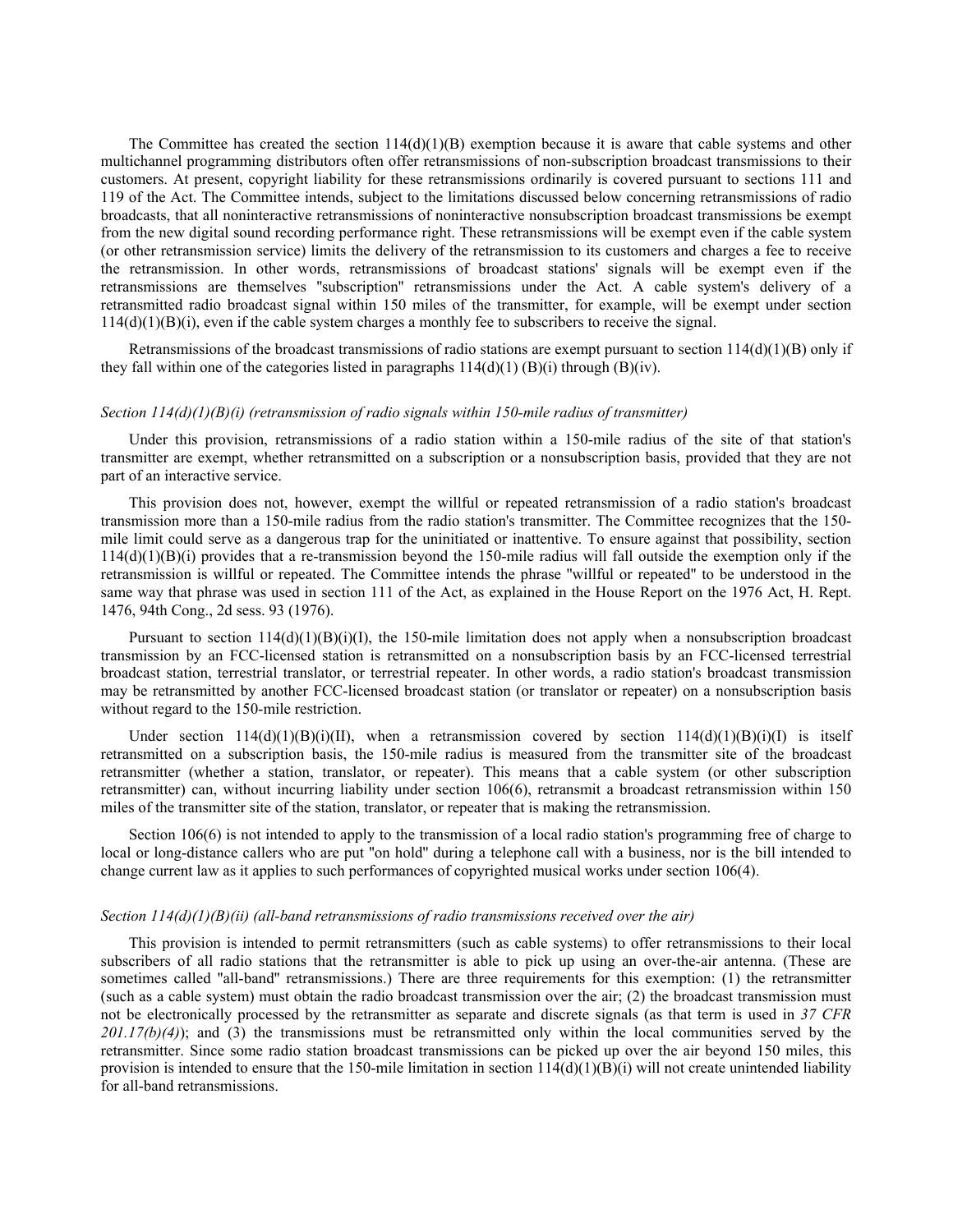The Committee has created the section 114(d)(1)(B) exemption because it is aware that cable systems and other multichannel programming distributors often offer retransmissions of non-subscription broadcast transmissions to their customers. At present, copyright liability for these retransmissions ordinarily is covered pursuant to sections 111 and 119 of the Act. The Committee intends, subject to the limitations discussed below concerning retransmissions of radio broadcasts, that all noninteractive retransmissions of noninteractive nonsubscription broadcast transmissions be exempt from the new digital sound recording performance right. These retransmissions will be exempt even if the cable system (or other retransmission service) limits the delivery of the retransmission to its customers and charges a fee to receive the retransmission. In other words, retransmissions of broadcast stations' signals will be exempt even if the retransmissions are themselves "subscription" retransmissions under the Act. A cable system's delivery of a retransmitted radio broadcast signal within 150 miles of the transmitter, for example, will be exempt under section 114(d)(1)(B)(i), even if the cable system charges a monthly fee to subscribers to receive the signal.

Retransmissions of the broadcast transmissions of radio stations are exempt pursuant to section 114(d)(1)(B) only if they fall within one of the categories listed in paragraphs 114(d)(1) (B)(i) through (B)(iv).

*Section 114(d)(1)(B)(i) (retransmission of radio signals within 150-mile radius of transmitter)*

Under this provision, retransmissions of a radio station within a 150-mile radius of the site of that station's transmitter are exempt, whether retransmitted on a subscription or a nonsubscription basis, provided that they are not part of an interactive service.

This provision does not, however, exempt the willful or repeated retransmission of a radio station's broadcast transmission more than a 150-mile radius from the radio station's transmitter. The Committee recognizes that the 150-mile limit could serve as a dangerous trap for the uninitiated or inattentive. To ensure against that possibility, section 114(d)(1)(B)(i) provides that a re-transmission beyond the 150-mile radius will fall outside the exemption only if the retransmission is willful or repeated. The Committee intends the phrase "willful or repeated" to be understood in the same way that phrase was used in section 111 of the Act, as explained in the House Report on the 1976 Act, H. Rept. 1476, 94th Cong., 2d sess. 93 (1976).

Pursuant to section 114(d)(1)(B)(i)(I), the 150-mile limitation does not apply when a nonsubscription broadcast transmission by an FCC-licensed station is retransmitted on a nonsubscription basis by an FCC-licensed terrestrial broadcast station, terrestrial translator, or terrestrial repeater. In other words, a radio station's broadcast transmission may be retransmitted by another FCC-licensed broadcast station (or translator or repeater) on a nonsubscription basis without regard to the 150-mile restriction.

Under section 114(d)(1)(B)(i)(II), when a retransmission covered by section 114(d)(1)(B)(i)(I) is itself retransmitted on a subscription basis, the 150-mile radius is measured from the transmitter site of the broadcast retransmitter (whether a station, translator, or repeater). This means that a cable system (or other subscription retransmitter) can, without incurring liability under section 106(6), retransmit a broadcast retransmission within 150 miles of the transmitter site of the station, translator, or repeater that is making the retransmission.

Section 106(6) is not intended to apply to the transmission of a local radio station's programming free of charge to local or long-distance callers who are put "on hold" during a telephone call with a business, nor is the bill intended to change current law as it applies to such performances of copyrighted musical works under section 106(4).

*Section 114(d)(1)(B)(ii) (all-band retransmissions of radio transmissions received over the air)*

This provision is intended to permit retransmitters (such as cable systems) to offer retransmissions to their local subscribers of all radio stations that the retransmitter is able to pick up using an over-the-air antenna. (These are sometimes called "all-band" retransmissions.) There are three requirements for this exemption: (1) the retransmitter (such as a cable system) must obtain the radio broadcast transmission over the air; (2) the broadcast transmission must not be electronically processed by the retransmitter as separate and discrete signals (as that term is used in *37 CFR 201.17(b)(4)*); and (3) the transmissions must be retransmitted only within the local communities served by the retransmitter. Since some radio station broadcast transmissions can be picked up over the air beyond 150 miles, this provision is intended to ensure that the 150-mile limitation in section 114(d)(1)(B)(i) will not create unintended liability for all-band retransmissions.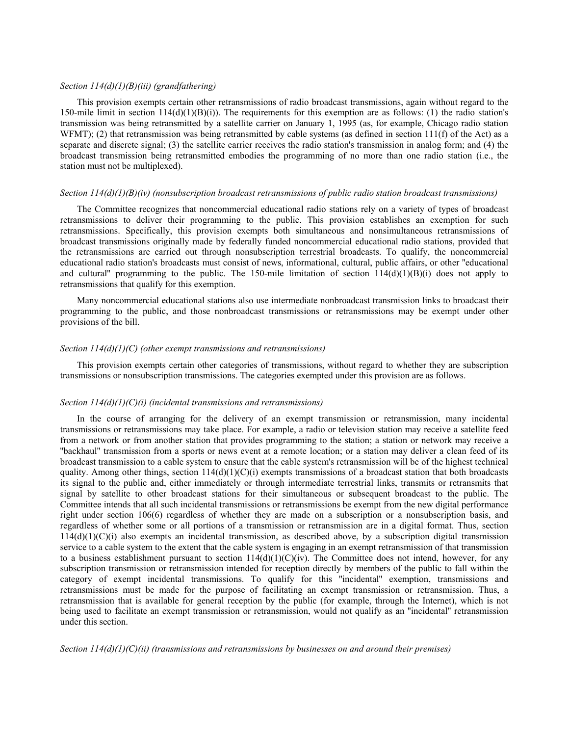*Section 114(d)(1)(B)(iii) (grandfathering)*

This provision exempts certain other retransmissions of radio broadcast transmissions, again without regard to the 150-mile limit in section 114(d)(1)(B)(i)). The requirements for this exemption are as follows: (1) the radio station's transmission was being retransmitted by a satellite carrier on January 1, 1995 (as, for example, Chicago radio station WFMT); (2) that retransmission was being retransmitted by cable systems (as defined in section 111(f) of the Act) as a separate and discrete signal; (3) the satellite carrier receives the radio station's transmission in analog form; and (4) the broadcast transmission being retransmitted embodies the programming of no more than one radio station (i.e., the station must not be multiplexed).

*Section 114(d)(1)(B)(iv) (nonsubscription broadcast retransmissions of public radio station broadcast transmissions)*

The Committee recognizes that noncommercial educational radio stations rely on a variety of types of broadcast retransmissions to deliver their programming to the public. This provision establishes an exemption for such retransmissions. Specifically, this provision exempts both simultaneous and nonsimultaneous retransmissions of broadcast transmissions originally made by federally funded noncommercial educational radio stations, provided that the retransmissions are carried out through nonsubscription terrestrial broadcasts. To qualify, the noncommercial educational radio station's broadcasts must consist of news, informational, cultural, public affairs, or other "educational and cultural" programming to the public. The 150-mile limitation of section 114(d)(1)(B)(i) does not apply to retransmissions that qualify for this exemption.

Many noncommercial educational stations also use intermediate nonbroadcast transmission links to broadcast their programming to the public, and those nonbroadcast transmissions or retransmissions may be exempt under other provisions of the bill.

*Section 114(d)(1)(C) (other exempt transmissions and retransmissions)*

This provision exempts certain other categories of transmissions, without regard to whether they are subscription transmissions or nonsubscription transmissions. The categories exempted under this provision are as follows.

*Section 114(d)(1)(C)(i) (incidental transmissions and retransmissions)*

In the course of arranging for the delivery of an exempt transmission or retransmission, many incidental transmissions or retransmissions may take place. For example, a radio or television station may receive a satellite feed from a network or from another station that provides programming to the station; a station or network may receive a "backhaul" transmission from a sports or news event at a remote location; or a station may deliver a clean feed of its broadcast transmission to a cable system to ensure that the cable system's retransmission will be of the highest technical quality. Among other things, section 114(d)(1)(C)(i) exempts transmissions of a broadcast station that both broadcasts its signal to the public and, either immediately or through intermediate terrestrial links, transmits or retransmits that signal by satellite to other broadcast stations for their simultaneous or subsequent broadcast to the public. The Committee intends that all such incidental transmissions or retransmissions be exempt from the new digital performance right under section 106(6) regardless of whether they are made on a subscription or a nonsubscription basis, and regardless of whether some or all portions of a transmission or retransmission are in a digital format. Thus, section 114(d)(1)(C)(i) also exempts an incidental transmission, as described above, by a subscription digital transmission service to a cable system to the extent that the cable system is engaging in an exempt retransmission of that transmission to a business establishment pursuant to section 114(d)(1)(C)(iv). The Committee does not intend, however, for any subscription transmission or retransmission intended for reception directly by members of the public to fall within the category of exempt incidental transmissions. To qualify for this "incidental" exemption, transmissions and retransmissions must be made for the purpose of facilitating an exempt transmission or retransmission. Thus, a retransmission that is available for general reception by the public (for example, through the Internet), which is not being used to facilitate an exempt transmission or retransmission, would not qualify as an "incidental" retransmission under this section.

*Section 114(d)(1)(C)(ii) (transmissions and retransmissions by businesses on and around their premises)*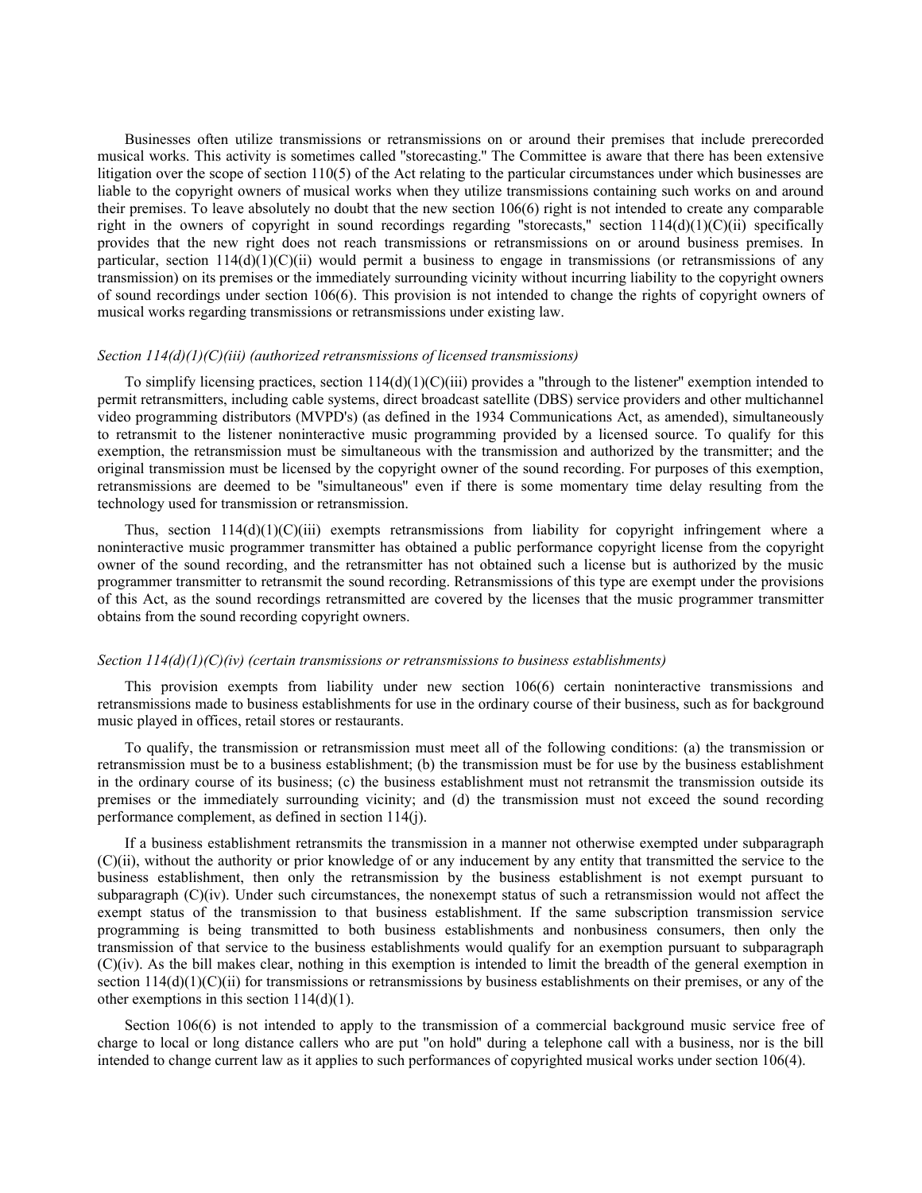Businesses often utilize transmissions or retransmissions on or around their premises that include prerecorded musical works. This activity is sometimes called "storecasting." The Committee is aware that there has been extensive litigation over the scope of section 110(5) of the Act relating to the particular circumstances under which businesses are liable to the copyright owners of musical works when they utilize transmissions containing such works on and around their premises. To leave absolutely no doubt that the new section 106(6) right is not intended to create any comparable right in the owners of copyright in sound recordings regarding "storecasts," section 114(d)(1)(C)(ii) specifically provides that the new right does not reach transmissions or retransmissions on or around business premises. In particular, section 114(d)(1)(C)(ii) would permit a business to engage in transmissions (or retransmissions of any transmission) on its premises or the immediately surrounding vicinity without incurring liability to the copyright owners of sound recordings under section 106(6). This provision is not intended to change the rights of copyright owners of musical works regarding transmissions or retransmissions under existing law.

*Section 114(d)(1)(C)(iii) (authorized retransmissions of licensed transmissions)*

To simplify licensing practices, section 114(d)(1)(C)(iii) provides a "through to the listener" exemption intended to permit retransmitters, including cable systems, direct broadcast satellite (DBS) service providers and other multichannel video programming distributors (MVPD's) (as defined in the 1934 Communications Act, as amended), simultaneously to retransmit to the listener noninteractive music programming provided by a licensed source. To qualify for this exemption, the retransmission must be simultaneous with the transmission and authorized by the transmitter; and the original transmission must be licensed by the copyright owner of the sound recording. For purposes of this exemption, retransmissions are deemed to be "simultaneous" even if there is some momentary time delay resulting from the technology used for transmission or retransmission.

Thus, section 114(d)(1)(C)(iii) exempts retransmissions from liability for copyright infringement where a noninteractive music programmer transmitter has obtained a public performance copyright license from the copyright owner of the sound recording, and the retransmitter has not obtained such a license but is authorized by the music programmer transmitter to retransmit the sound recording. Retransmissions of this type are exempt under the provisions of this Act, as the sound recordings retransmitted are covered by the licenses that the music programmer transmitter obtains from the sound recording copyright owners.

*Section 114(d)(1)(C)(iv) (certain transmissions or retransmissions to business establishments)*

This provision exempts from liability under new section 106(6) certain noninteractive transmissions and retransmissions made to business establishments for use in the ordinary course of their business, such as for background music played in offices, retail stores or restaurants.

To qualify, the transmission or retransmission must meet all of the following conditions: (a) the transmission or retransmission must be to a business establishment; (b) the transmission must be for use by the business establishment in the ordinary course of its business; (c) the business establishment must not retransmit the transmission outside its premises or the immediately surrounding vicinity; and (d) the transmission must not exceed the sound recording performance complement, as defined in section 114(j).

If a business establishment retransmits the transmission in a manner not otherwise exempted under subparagraph (C)(ii), without the authority or prior knowledge of or any inducement by any entity that transmitted the service to the business establishment, then only the retransmission by the business establishment is not exempt pursuant to subparagraph (C)(iv). Under such circumstances, the nonexempt status of such a retransmission would not affect the exempt status of the transmission to that business establishment. If the same subscription transmission service programming is being transmitted to both business establishments and nonbusiness consumers, then only the transmission of that service to the business establishments would qualify for an exemption pursuant to subparagraph (C)(iv). As the bill makes clear, nothing in this exemption is intended to limit the breadth of the general exemption in section 114(d)(1)(C)(ii) for transmissions or retransmissions by business establishments on their premises, or any of the other exemptions in this section 114(d)(1).

Section 106(6) is not intended to apply to the transmission of a commercial background music service free of charge to local or long distance callers who are put "on hold" during a telephone call with a business, nor is the bill intended to change current law as it applies to such performances of copyrighted musical works under section 106(4).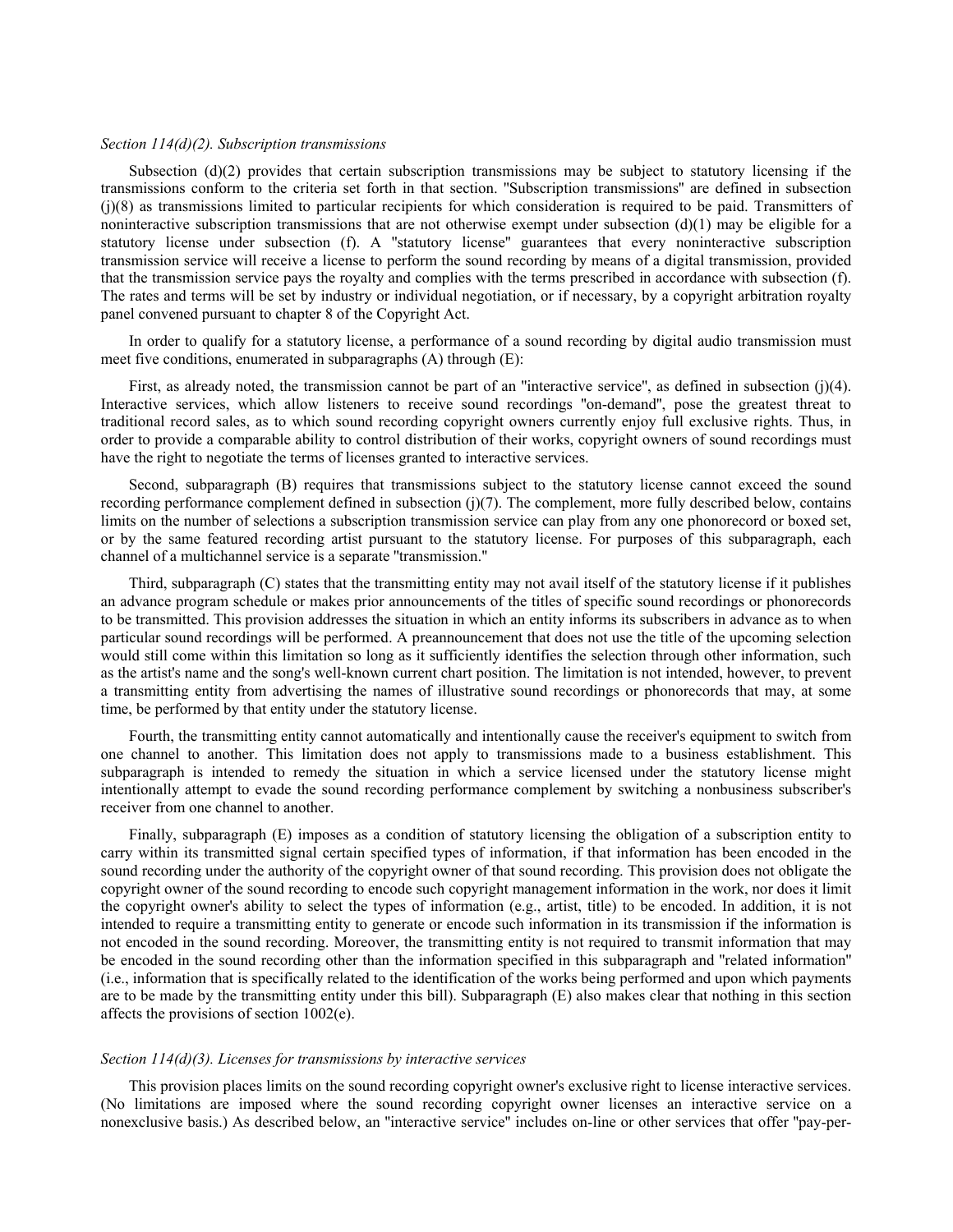*Section 114(d)(2). Subscription transmissions*

Subsection (d)(2) provides that certain subscription transmissions may be subject to statutory licensing if the transmissions conform to the criteria set forth in that section. "Subscription transmissions" are defined in subsection (j)(8) as transmissions limited to particular recipients for which consideration is required to be paid. Transmitters of noninteractive subscription transmissions that are not otherwise exempt under subsection (d)(1) may be eligible for a statutory license under subsection (f). A "statutory license" guarantees that every noninteractive subscription transmission service will receive a license to perform the sound recording by means of a digital transmission, provided that the transmission service pays the royalty and complies with the terms prescribed in accordance with subsection (f). The rates and terms will be set by industry or individual negotiation, or if necessary, by a copyright arbitration royalty panel convened pursuant to chapter 8 of the Copyright Act.

In order to qualify for a statutory license, a performance of a sound recording by digital audio transmission must meet five conditions, enumerated in subparagraphs (A) through (E):

First, as already noted, the transmission cannot be part of an "interactive service", as defined in subsection (j)(4). Interactive services, which allow listeners to receive sound recordings "on-demand", pose the greatest threat to traditional record sales, as to which sound recording copyright owners currently enjoy full exclusive rights. Thus, in order to provide a comparable ability to control distribution of their works, copyright owners of sound recordings must have the right to negotiate the terms of licenses granted to interactive services.

Second, subparagraph (B) requires that transmissions subject to the statutory license cannot exceed the sound recording performance complement defined in subsection (j)(7). The complement, more fully described below, contains limits on the number of selections a subscription transmission service can play from any one phonorecord or boxed set, or by the same featured recording artist pursuant to the statutory license. For purposes of this subparagraph, each channel of a multichannel service is a separate "transmission."

Third, subparagraph (C) states that the transmitting entity may not avail itself of the statutory license if it publishes an advance program schedule or makes prior announcements of the titles of specific sound recordings or phonorecords to be transmitted. This provision addresses the situation in which an entity informs its subscribers in advance as to when particular sound recordings will be performed. A preannouncement that does not use the title of the upcoming selection would still come within this limitation so long as it sufficiently identifies the selection through other information, such as the artist's name and the song's well-known current chart position. The limitation is not intended, however, to prevent a transmitting entity from advertising the names of illustrative sound recordings or phonorecords that may, at some time, be performed by that entity under the statutory license.

Fourth, the transmitting entity cannot automatically and intentionally cause the receiver's equipment to switch from one channel to another. This limitation does not apply to transmissions made to a business establishment. This subparagraph is intended to remedy the situation in which a service licensed under the statutory license might intentionally attempt to evade the sound recording performance complement by switching a nonbusiness subscriber's receiver from one channel to another.

Finally, subparagraph (E) imposes as a condition of statutory licensing the obligation of a subscription entity to carry within its transmitted signal certain specified types of information, if that information has been encoded in the sound recording under the authority of the copyright owner of that sound recording. This provision does not obligate the copyright owner of the sound recording to encode such copyright management information in the work, nor does it limit the copyright owner's ability to select the types of information (e.g., artist, title) to be encoded. In addition, it is not intended to require a transmitting entity to generate or encode such information in its transmission if the information is not encoded in the sound recording. Moreover, the transmitting entity is not required to transmit information that may be encoded in the sound recording other than the information specified in this subparagraph and "related information" (i.e., information that is specifically related to the identification of the works being performed and upon which payments are to be made by the transmitting entity under this bill). Subparagraph (E) also makes clear that nothing in this section affects the provisions of section 1002(e).

*Section 114(d)(3). Licenses for transmissions by interactive services*

This provision places limits on the sound recording copyright owner's exclusive right to license interactive services. (No limitations are imposed where the sound recording copyright owner licenses an interactive service on a nonexclusive basis.) As described below, an "interactive service" includes on-line or other services that offer "pay-per-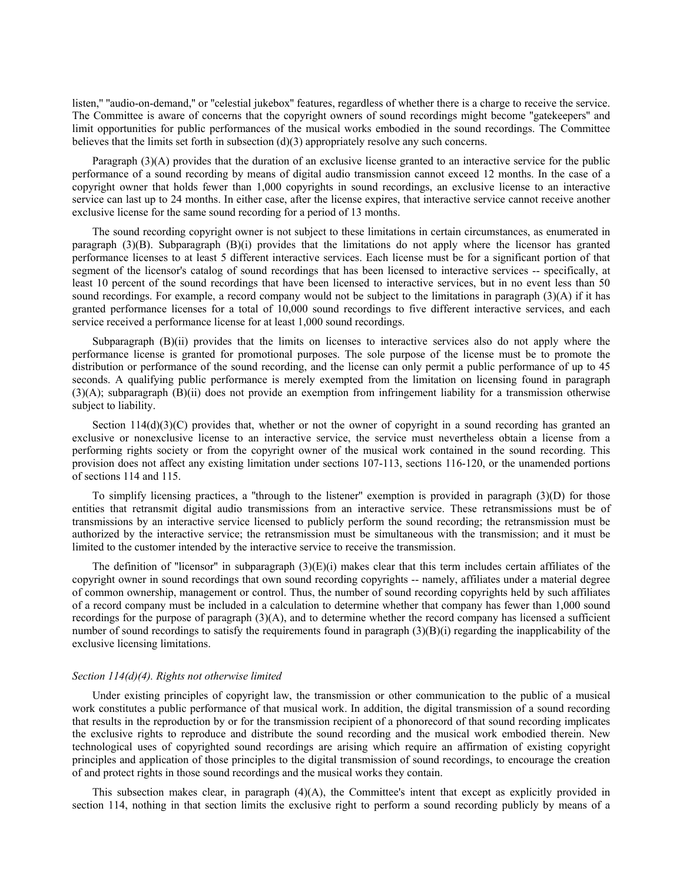listen," "audio-on-demand," or "celestial jukebox" features, regardless of whether there is a charge to receive the service. The Committee is aware of concerns that the copyright owners of sound recordings might become "gatekeepers" and limit opportunities for public performances of the musical works embodied in the sound recordings. The Committee believes that the limits set forth in subsection (d)(3) appropriately resolve any such concerns.

Paragraph (3)(A) provides that the duration of an exclusive license granted to an interactive service for the public performance of a sound recording by means of digital audio transmission cannot exceed 12 months. In the case of a copyright owner that holds fewer than 1,000 copyrights in sound recordings, an exclusive license to an interactive service can last up to 24 months. In either case, after the license expires, that interactive service cannot receive another exclusive license for the same sound recording for a period of 13 months.

The sound recording copyright owner is not subject to these limitations in certain circumstances, as enumerated in paragraph (3)(B). Subparagraph (B)(i) provides that the limitations do not apply where the licensor has granted performance licenses to at least 5 different interactive services. Each license must be for a significant portion of that segment of the licensor's catalog of sound recordings that has been licensed to interactive services -- specifically, at least 10 percent of the sound recordings that have been licensed to interactive services, but in no event less than 50 sound recordings. For example, a record company would not be subject to the limitations in paragraph (3)(A) if it has granted performance licenses for a total of 10,000 sound recordings to five different interactive services, and each service received a performance license for at least 1,000 sound recordings.

Subparagraph (B)(ii) provides that the limits on licenses to interactive services also do not apply where the performance license is granted for promotional purposes. The sole purpose of the license must be to promote the distribution or performance of the sound recording, and the license can only permit a public performance of up to 45 seconds. A qualifying public performance is merely exempted from the limitation on licensing found in paragraph (3)(A); subparagraph (B)(ii) does not provide an exemption from infringement liability for a transmission otherwise subject to liability.

Section 114(d)(3)(C) provides that, whether or not the owner of copyright in a sound recording has granted an exclusive or nonexclusive license to an interactive service, the service must nevertheless obtain a license from a performing rights society or from the copyright owner of the musical work contained in the sound recording. This provision does not affect any existing limitation under sections 107-113, sections 116-120, or the unamended portions of sections 114 and 115.

To simplify licensing practices, a "through to the listener" exemption is provided in paragraph (3)(D) for those entities that retransmit digital audio transmissions from an interactive service. These retransmissions must be of transmissions by an interactive service licensed to publicly perform the sound recording; the retransmission must be authorized by the interactive service; the retransmission must be simultaneous with the transmission; and it must be limited to the customer intended by the interactive service to receive the transmission.

The definition of "licensor" in subparagraph (3)(E)(i) makes clear that this term includes certain affiliates of the copyright owner in sound recordings that own sound recording copyrights -- namely, affiliates under a material degree of common ownership, management or control. Thus, the number of sound recording copyrights held by such affiliates of a record company must be included in a calculation to determine whether that company has fewer than 1,000 sound recordings for the purpose of paragraph (3)(A), and to determine whether the record company has licensed a sufficient number of sound recordings to satisfy the requirements found in paragraph (3)(B)(i) regarding the inapplicability of the exclusive licensing limitations.

*Section 114(d)(4). Rights not otherwise limited*

Under existing principles of copyright law, the transmission or other communication to the public of a musical work constitutes a public performance of that musical work. In addition, the digital transmission of a sound recording that results in the reproduction by or for the transmission recipient of a phonorecord of that sound recording implicates the exclusive rights to reproduce and distribute the sound recording and the musical work embodied therein. New technological uses of copyrighted sound recordings are arising which require an affirmation of existing copyright principles and application of those principles to the digital transmission of sound recordings, to encourage the creation of and protect rights in those sound recordings and the musical works they contain.

This subsection makes clear, in paragraph (4)(A), the Committee's intent that except as explicitly provided in section 114, nothing in that section limits the exclusive right to perform a sound recording publicly by means of a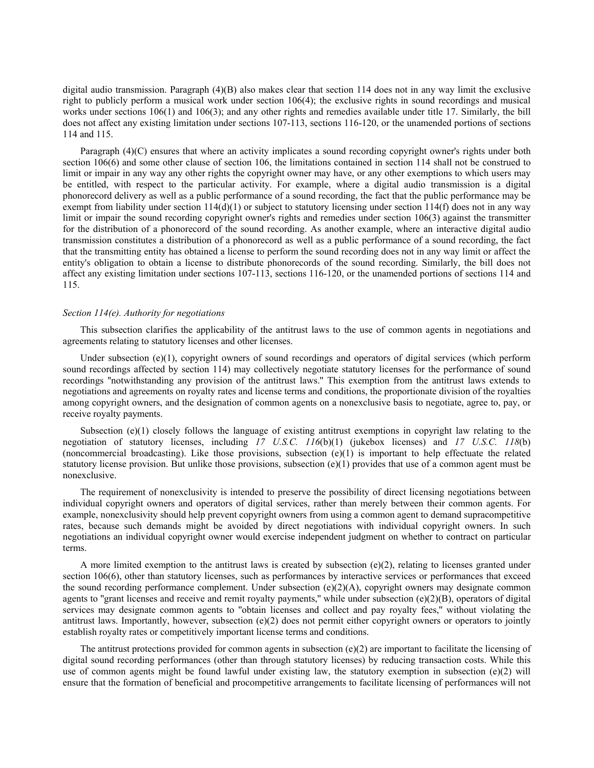digital audio transmission. Paragraph (4)(B) also makes clear that section 114 does not in any way limit the exclusive right to publicly perform a musical work under section 106(4); the exclusive rights in sound recordings and musical works under sections 106(1) and 106(3); and any other rights and remedies available under title 17. Similarly, the bill does not affect any existing limitation under sections 107-113, sections 116-120, or the unamended portions of sections 114 and 115.

Paragraph (4)(C) ensures that where an activity implicates a sound recording copyright owner's rights under both section 106(6) and some other clause of section 106, the limitations contained in section 114 shall not be construed to limit or impair in any way any other rights the copyright owner may have, or any other exemptions to which users may be entitled, with respect to the particular activity. For example, where a digital audio transmission is a digital phonorecord delivery as well as a public performance of a sound recording, the fact that the public performance may be exempt from liability under section 114(d)(1) or subject to statutory licensing under section 114(f) does not in any way limit or impair the sound recording copyright owner's rights and remedies under section 106(3) against the transmitter for the distribution of a phonorecord of the sound recording. As another example, where an interactive digital audio transmission constitutes a distribution of a phonorecord as well as a public performance of a sound recording, the fact that the transmitting entity has obtained a license to perform the sound recording does not in any way limit or affect the entity's obligation to obtain a license to distribute phonorecords of the sound recording. Similarly, the bill does not affect any existing limitation under sections 107-113, sections 116-120, or the unamended portions of sections 114 and 115.

*Section 114(e). Authority for negotiations*

This subsection clarifies the applicability of the antitrust laws to the use of common agents in negotiations and agreements relating to statutory licenses and other licenses.

Under subsection (e)(1), copyright owners of sound recordings and operators of digital services (which perform sound recordings affected by section 114) may collectively negotiate statutory licenses for the performance of sound recordings "notwithstanding any provision of the antitrust laws." This exemption from the antitrust laws extends to negotiations and agreements on royalty rates and license terms and conditions, the proportionate division of the royalties among copyright owners, and the designation of common agents on a nonexclusive basis to negotiate, agree to, pay, or receive royalty payments.

Subsection (e)(1) closely follows the language of existing antitrust exemptions in copyright law relating to the negotiation of statutory licenses, including *17 U.S.C. 116*(b)(1) (jukebox licenses) and *17 U.S.C. 118*(b) (noncommercial broadcasting). Like those provisions, subsection (e)(1) is important to help effectuate the related statutory license provision. But unlike those provisions, subsection (e)(1) provides that use of a common agent must be nonexclusive.

The requirement of nonexclusivity is intended to preserve the possibility of direct licensing negotiations between individual copyright owners and operators of digital services, rather than merely between their common agents. For example, nonexclusivity should help prevent copyright owners from using a common agent to demand supracompetitive rates, because such demands might be avoided by direct negotiations with individual copyright owners. In such negotiations an individual copyright owner would exercise independent judgment on whether to contract on particular terms.

A more limited exemption to the antitrust laws is created by subsection (e)(2), relating to licenses granted under section 106(6), other than statutory licenses, such as performances by interactive services or performances that exceed the sound recording performance complement. Under subsection (e)(2)(A), copyright owners may designate common agents to "grant licenses and receive and remit royalty payments," while under subsection (e)(2)(B), operators of digital services may designate common agents to "obtain licenses and collect and pay royalty fees," without violating the antitrust laws. Importantly, however, subsection (e)(2) does not permit either copyright owners or operators to jointly establish royalty rates or competitively important license terms and conditions.

The antitrust protections provided for common agents in subsection (e)(2) are important to facilitate the licensing of digital sound recording performances (other than through statutory licenses) by reducing transaction costs. While this use of common agents might be found lawful under existing law, the statutory exemption in subsection (e)(2) will ensure that the formation of beneficial and procompetitive arrangements to facilitate licensing of performances will not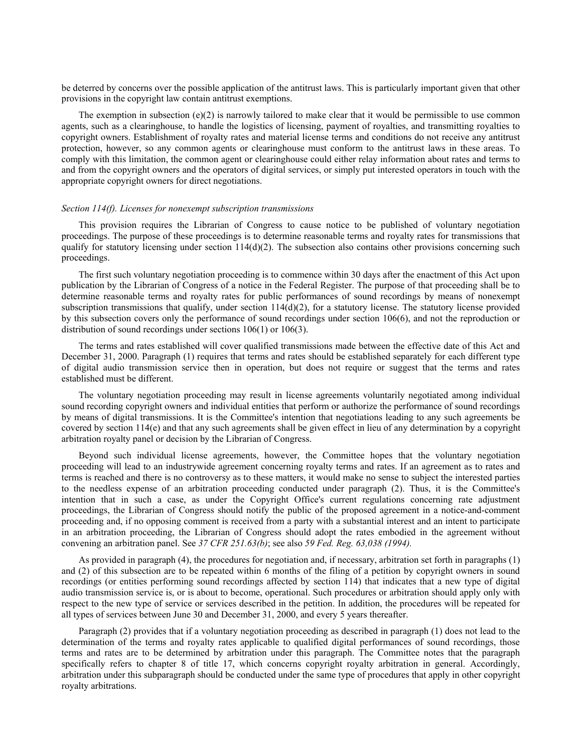be deterred by concerns over the possible application of the antitrust laws. This is particularly important given that other provisions in the copyright law contain antitrust exemptions.

The exemption in subsection (e)(2) is narrowly tailored to make clear that it would be permissible to use common agents, such as a clearinghouse, to handle the logistics of licensing, payment of royalties, and transmitting royalties to copyright owners. Establishment of royalty rates and material license terms and conditions do not receive any antitrust protection, however, so any common agents or clearinghouse must conform to the antitrust laws in these areas. To comply with this limitation, the common agent or clearinghouse could either relay information about rates and terms to and from the copyright owners and the operators of digital services, or simply put interested operators in touch with the appropriate copyright owners for direct negotiations.

*Section 114(f). Licenses for nonexempt subscription transmissions*

This provision requires the Librarian of Congress to cause notice to be published of voluntary negotiation proceedings. The purpose of these proceedings is to determine reasonable terms and royalty rates for transmissions that qualify for statutory licensing under section 114(d)(2). The subsection also contains other provisions concerning such proceedings.

The first such voluntary negotiation proceeding is to commence within 30 days after the enactment of this Act upon publication by the Librarian of Congress of a notice in the Federal Register. The purpose of that proceeding shall be to determine reasonable terms and royalty rates for public performances of sound recordings by means of nonexempt subscription transmissions that qualify, under section 114(d)(2), for a statutory license. The statutory license provided by this subsection covers only the performance of sound recordings under section 106(6), and not the reproduction or distribution of sound recordings under sections 106(1) or 106(3).

The terms and rates established will cover qualified transmissions made between the effective date of this Act and December 31, 2000. Paragraph (1) requires that terms and rates should be established separately for each different type of digital audio transmission service then in operation, but does not require or suggest that the terms and rates established must be different.

The voluntary negotiation proceeding may result in license agreements voluntarily negotiated among individual sound recording copyright owners and individual entities that perform or authorize the performance of sound recordings by means of digital transmissions. It is the Committee's intention that negotiations leading to any such agreements be covered by section 114(e) and that any such agreements shall be given effect in lieu of any determination by a copyright arbitration royalty panel or decision by the Librarian of Congress.

Beyond such individual license agreements, however, the Committee hopes that the voluntary negotiation proceeding will lead to an industrywide agreement concerning royalty terms and rates. If an agreement as to rates and terms is reached and there is no controversy as to these matters, it would make no sense to subject the interested parties to the needless expense of an arbitration proceeding conducted under paragraph (2). Thus, it is the Committee's intention that in such a case, as under the Copyright Office's current regulations concerning rate adjustment proceedings, the Librarian of Congress should notify the public of the proposed agreement in a notice-and-comment proceeding and, if no opposing comment is received from a party with a substantial interest and an intent to participate in an arbitration proceeding, the Librarian of Congress should adopt the rates embodied in the agreement without convening an arbitration panel. See *37 CFR 251.63(b)*; see also *59 Fed. Reg. 63,038 (1994).*

As provided in paragraph (4), the procedures for negotiation and, if necessary, arbitration set forth in paragraphs (1) and (2) of this subsection are to be repeated within 6 months of the filing of a petition by copyright owners in sound recordings (or entities performing sound recordings affected by section 114) that indicates that a new type of digital audio transmission service is, or is about to become, operational. Such procedures or arbitration should apply only with respect to the new type of service or services described in the petition. In addition, the procedures will be repeated for all types of services between June 30 and December 31, 2000, and every 5 years thereafter.

Paragraph (2) provides that if a voluntary negotiation proceeding as described in paragraph (1) does not lead to the determination of the terms and royalty rates applicable to qualified digital performances of sound recordings, those terms and rates are to be determined by arbitration under this paragraph. The Committee notes that the paragraph specifically refers to chapter 8 of title 17, which concerns copyright royalty arbitration in general. Accordingly, arbitration under this subparagraph should be conducted under the same type of procedures that apply in other copyright royalty arbitrations.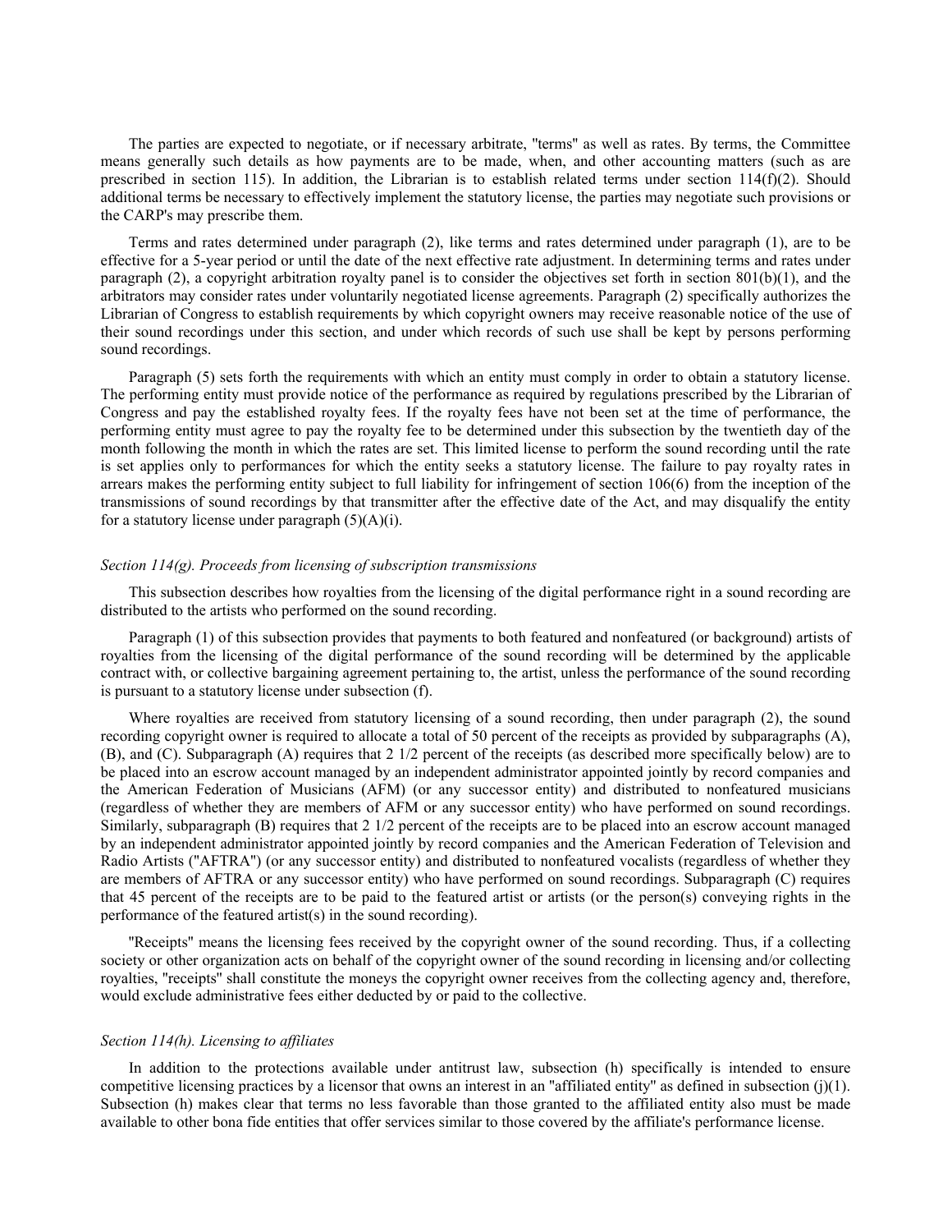The parties are expected to negotiate, or if necessary arbitrate, "terms" as well as rates. By terms, the Committee means generally such details as how payments are to be made, when, and other accounting matters (such as are prescribed in section 115). In addition, the Librarian is to establish related terms under section 114(f)(2). Should additional terms be necessary to effectively implement the statutory license, the parties may negotiate such provisions or the CARP's may prescribe them.

Terms and rates determined under paragraph (2), like terms and rates determined under paragraph (1), are to be effective for a 5-year period or until the date of the next effective rate adjustment. In determining terms and rates under paragraph (2), a copyright arbitration royalty panel is to consider the objectives set forth in section 801(b)(1), and the arbitrators may consider rates under voluntarily negotiated license agreements. Paragraph (2) specifically authorizes the Librarian of Congress to establish requirements by which copyright owners may receive reasonable notice of the use of their sound recordings under this section, and under which records of such use shall be kept by persons performing sound recordings.

Paragraph (5) sets forth the requirements with which an entity must comply in order to obtain a statutory license. The performing entity must provide notice of the performance as required by regulations prescribed by the Librarian of Congress and pay the established royalty fees. If the royalty fees have not been set at the time of performance, the performing entity must agree to pay the royalty fee to be determined under this subsection by the twentieth day of the month following the month in which the rates are set. This limited license to perform the sound recording until the rate is set applies only to performances for which the entity seeks a statutory license. The failure to pay royalty rates in arrears makes the performing entity subject to full liability for infringement of section 106(6) from the inception of the transmissions of sound recordings by that transmitter after the effective date of the Act, and may disqualify the entity for a statutory license under paragraph (5)(A)(i).

*Section 114(g). Proceeds from licensing of subscription transmissions*

This subsection describes how royalties from the licensing of the digital performance right in a sound recording are distributed to the artists who performed on the sound recording.

Paragraph (1) of this subsection provides that payments to both featured and nonfeatured (or background) artists of royalties from the licensing of the digital performance of the sound recording will be determined by the applicable contract with, or collective bargaining agreement pertaining to, the artist, unless the performance of the sound recording is pursuant to a statutory license under subsection (f).

Where royalties are received from statutory licensing of a sound recording, then under paragraph (2), the sound recording copyright owner is required to allocate a total of 50 percent of the receipts as provided by subparagraphs (A), (B), and (C). Subparagraph (A) requires that 2 1/2 percent of the receipts (as described more specifically below) are to be placed into an escrow account managed by an independent administrator appointed jointly by record companies and the American Federation of Musicians (AFM) (or any successor entity) and distributed to nonfeatured musicians (regardless of whether they are members of AFM or any successor entity) who have performed on sound recordings. Similarly, subparagraph (B) requires that 2 1/2 percent of the receipts are to be placed into an escrow account managed by an independent administrator appointed jointly by record companies and the American Federation of Television and Radio Artists ("AFTRA") (or any successor entity) and distributed to nonfeatured vocalists (regardless of whether they are members of AFTRA or any successor entity) who have performed on sound recordings. Subparagraph (C) requires that 45 percent of the receipts are to be paid to the featured artist or artists (or the person(s) conveying rights in the performance of the featured artist(s) in the sound recording).

"Receipts" means the licensing fees received by the copyright owner of the sound recording. Thus, if a collecting society or other organization acts on behalf of the copyright owner of the sound recording in licensing and/or collecting royalties, "receipts" shall constitute the moneys the copyright owner receives from the collecting agency and, therefore, would exclude administrative fees either deducted by or paid to the collective.

*Section 114(h). Licensing to affiliates*

In addition to the protections available under antitrust law, subsection (h) specifically is intended to ensure competitive licensing practices by a licensor that owns an interest in an "affiliated entity" as defined in subsection (j)(1). Subsection (h) makes clear that terms no less favorable than those granted to the affiliated entity also must be made available to other bona fide entities that offer services similar to those covered by the affiliate's performance license.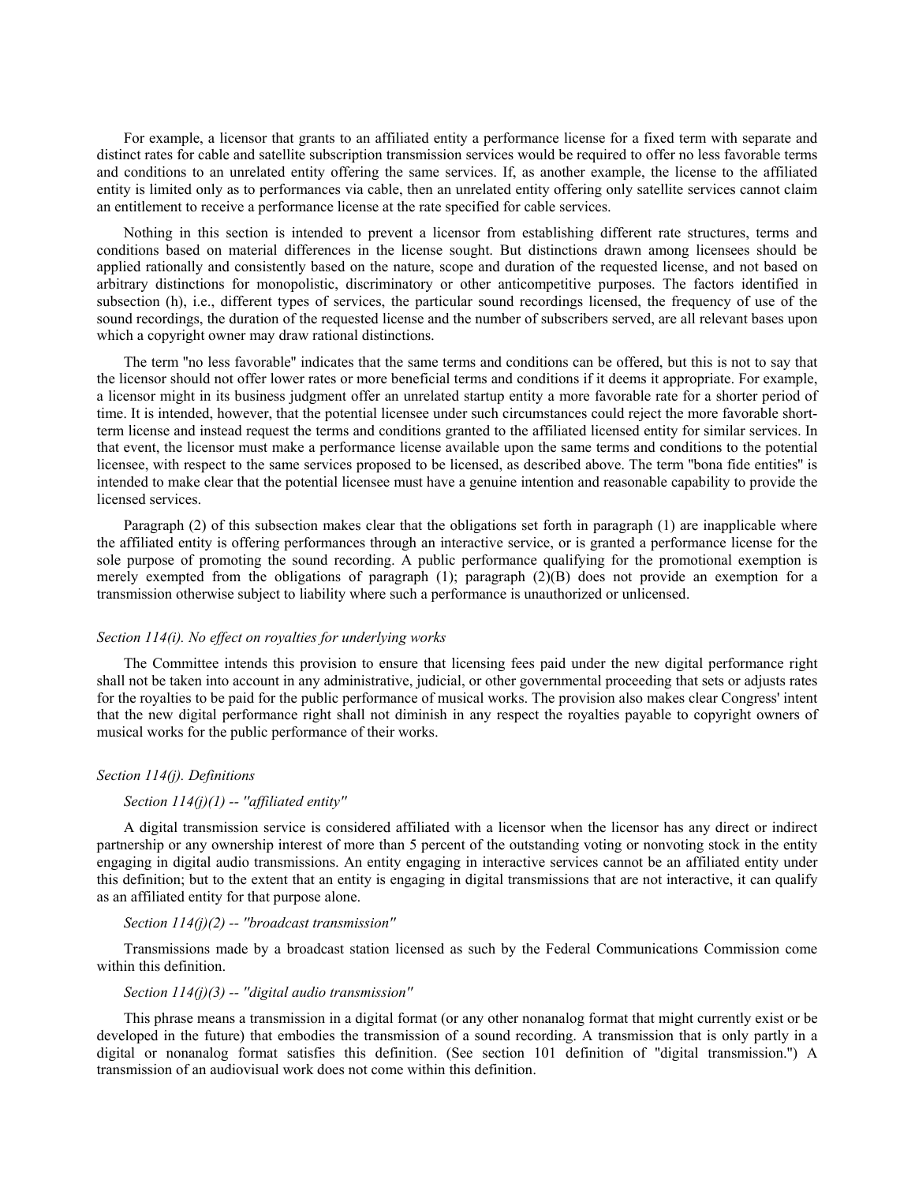For example, a licensor that grants to an affiliated entity a performance license for a fixed term with separate and distinct rates for cable and satellite subscription transmission services would be required to offer no less favorable terms and conditions to an unrelated entity offering the same services. If, as another example, the license to the affiliated entity is limited only as to performances via cable, then an unrelated entity offering only satellite services cannot claim an entitlement to receive a performance license at the rate specified for cable services.

Nothing in this section is intended to prevent a licensor from establishing different rate structures, terms and conditions based on material differences in the license sought. But distinctions drawn among licensees should be applied rationally and consistently based on the nature, scope and duration of the requested license, and not based on arbitrary distinctions for monopolistic, discriminatory or other anticompetitive purposes. The factors identified in subsection (h), i.e., different types of services, the particular sound recordings licensed, the frequency of use of the sound recordings, the duration of the requested license and the number of subscribers served, are all relevant bases upon which a copyright owner may draw rational distinctions.

The term "no less favorable" indicates that the same terms and conditions can be offered, but this is not to say that the licensor should not offer lower rates or more beneficial terms and conditions if it deems it appropriate. For example, a licensor might in its business judgment offer an unrelated startup entity a more favorable rate for a shorter period of time. It is intended, however, that the potential licensee under such circumstances could reject the more favorable short-term license and instead request the terms and conditions granted to the affiliated licensed entity for similar services. In that event, the licensor must make a performance license available upon the same terms and conditions to the potential licensee, with respect to the same services proposed to be licensed, as described above. The term "bona fide entities" is intended to make clear that the potential licensee must have a genuine intention and reasonable capability to provide the licensed services.

Paragraph (2) of this subsection makes clear that the obligations set forth in paragraph (1) are inapplicable where the affiliated entity is offering performances through an interactive service, or is granted a performance license for the sole purpose of promoting the sound recording. A public performance qualifying for the promotional exemption is merely exempted from the obligations of paragraph (1); paragraph (2)(B) does not provide an exemption for a transmission otherwise subject to liability where such a performance is unauthorized or unlicensed.

*Section 114(i). No effect on royalties for underlying works*

The Committee intends this provision to ensure that licensing fees paid under the new digital performance right shall not be taken into account in any administrative, judicial, or other governmental proceeding that sets or adjusts rates for the royalties to be paid for the public performance of musical works. The provision also makes clear Congress' intent that the new digital performance right shall not diminish in any respect the royalties payable to copyright owners of musical works for the public performance of their works.

*Section 114(j). Definitions*

*Section 114(j)(1) -- "affiliated entity"*

A digital transmission service is considered affiliated with a licensor when the licensor has any direct or indirect partnership or any ownership interest of more than 5 percent of the outstanding voting or nonvoting stock in the entity engaging in digital audio transmissions. An entity engaging in interactive services cannot be an affiliated entity under this definition; but to the extent that an entity is engaging in digital transmissions that are not interactive, it can qualify as an affiliated entity for that purpose alone.

*Section 114(j)(2) -- "broadcast transmission"*

Transmissions made by a broadcast station licensed as such by the Federal Communications Commission come within this definition.

*Section 114(j)(3) -- "digital audio transmission"*

This phrase means a transmission in a digital format (or any other nonanalog format that might currently exist or be developed in the future) that embodies the transmission of a sound recording. A transmission that is only partly in a digital or nonanalog format satisfies this definition. (See section 101 definition of "digital transmission.") A transmission of an audiovisual work does not come within this definition.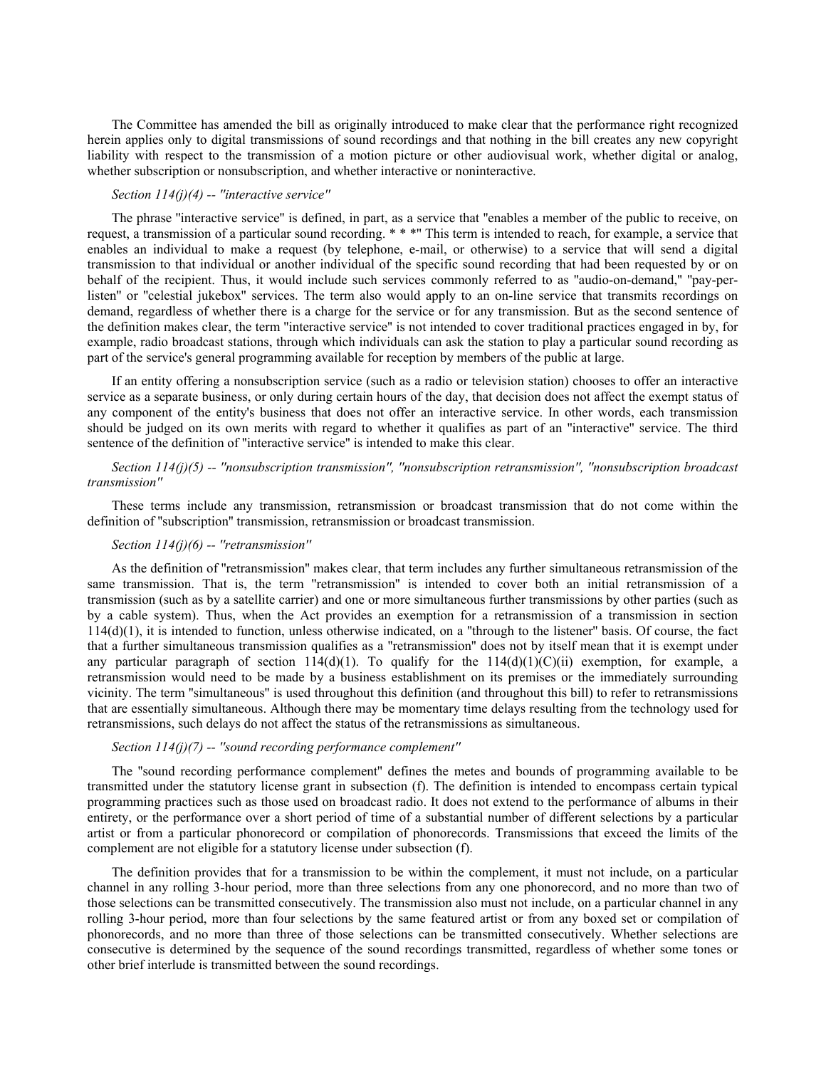The Committee has amended the bill as originally introduced to make clear that the performance right recognized herein applies only to digital transmissions of sound recordings and that nothing in the bill creates any new copyright liability with respect to the transmission of a motion picture or other audiovisual work, whether digital or analog, whether subscription or nonsubscription, and whether interactive or noninteractive.

*Section 114(j)(4) -- "interactive service"*

The phrase "interactive service" is defined, in part, as a service that "enables a member of the public to receive, on request, a transmission of a particular sound recording. * * *" This term is intended to reach, for example, a service that enables an individual to make a request (by telephone, e-mail, or otherwise) to a service that will send a digital transmission to that individual or another individual of the specific sound recording that had been requested by or on behalf of the recipient. Thus, it would include such services commonly referred to as "audio-on-demand," "pay-per-listen" or "celestial jukebox" services. The term also would apply to an on-line service that transmits recordings on demand, regardless of whether there is a charge for the service or for any transmission. But as the second sentence of the definition makes clear, the term "interactive service" is not intended to cover traditional practices engaged in by, for example, radio broadcast stations, through which individuals can ask the station to play a particular sound recording as part of the service's general programming available for reception by members of the public at large.

If an entity offering a nonsubscription service (such as a radio or television station) chooses to offer an interactive service as a separate business, or only during certain hours of the day, that decision does not affect the exempt status of any component of the entity's business that does not offer an interactive service. In other words, each transmission should be judged on its own merits with regard to whether it qualifies as part of an "interactive" service. The third sentence of the definition of "interactive service" is intended to make this clear.

*Section 114(j)(5) -- "nonsubscription transmission", "nonsubscription retransmission", "nonsubscription broadcast transmission"*

These terms include any transmission, retransmission or broadcast transmission that do not come within the definition of "subscription" transmission, retransmission or broadcast transmission.

*Section 114(j)(6) -- "retransmission"*

As the definition of "retransmission" makes clear, that term includes any further simultaneous retransmission of the same transmission. That is, the term "retransmission" is intended to cover both an initial retransmission of a transmission (such as by a satellite carrier) and one or more simultaneous further transmissions by other parties (such as by a cable system). Thus, when the Act provides an exemption for a retransmission of a transmission in section 114(d)(1), it is intended to function, unless otherwise indicated, on a "through to the listener" basis. Of course, the fact that a further simultaneous transmission qualifies as a "retransmission" does not by itself mean that it is exempt under any particular paragraph of section 114(d)(1). To qualify for the 114(d)(1)(C)(ii) exemption, for example, a retransmission would need to be made by a business establishment on its premises or the immediately surrounding vicinity. The term "simultaneous" is used throughout this definition (and throughout this bill) to refer to retransmissions that are essentially simultaneous. Although there may be momentary time delays resulting from the technology used for retransmissions, such delays do not affect the status of the retransmissions as simultaneous.

*Section 114(j)(7) -- "sound recording performance complement"*

The "sound recording performance complement" defines the metes and bounds of programming available to be transmitted under the statutory license grant in subsection (f). The definition is intended to encompass certain typical programming practices such as those used on broadcast radio. It does not extend to the performance of albums in their entirety, or the performance over a short period of time of a substantial number of different selections by a particular artist or from a particular phonorecord or compilation of phonorecords. Transmissions that exceed the limits of the complement are not eligible for a statutory license under subsection (f).

The definition provides that for a transmission to be within the complement, it must not include, on a particular channel in any rolling 3-hour period, more than three selections from any one phonorecord, and no more than two of those selections can be transmitted consecutively. The transmission also must not include, on a particular channel in any rolling 3-hour period, more than four selections by the same featured artist or from any boxed set or compilation of phonorecords, and no more than three of those selections can be transmitted consecutively. Whether selections are consecutive is determined by the sequence of the sound recordings transmitted, regardless of whether some tones or other brief interlude is transmitted between the sound recordings.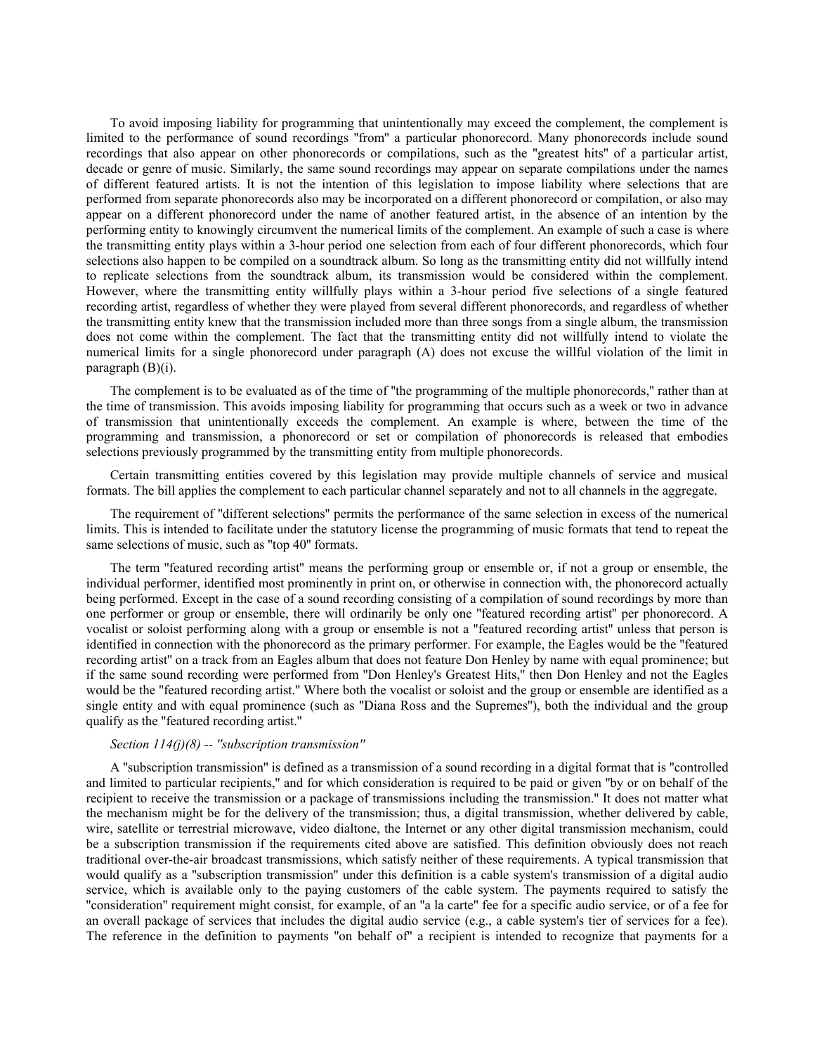To avoid imposing liability for programming that unintentionally may exceed the complement, the complement is limited to the performance of sound recordings "from" a particular phonorecord. Many phonorecords include sound recordings that also appear on other phonorecords or compilations, such as the "greatest hits" of a particular artist, decade or genre of music. Similarly, the same sound recordings may appear on separate compilations under the names of different featured artists. It is not the intention of this legislation to impose liability where selections that are performed from separate phonorecords also may be incorporated on a different phonorecord or compilation, or also may appear on a different phonorecord under the name of another featured artist, in the absence of an intention by the performing entity to knowingly circumvent the numerical limits of the complement. An example of such a case is where the transmitting entity plays within a 3-hour period one selection from each of four different phonorecords, which four selections also happen to be compiled on a soundtrack album. So long as the transmitting entity did not willfully intend to replicate selections from the soundtrack album, its transmission would be considered within the complement. However, where the transmitting entity willfully plays within a 3-hour period five selections of a single featured recording artist, regardless of whether they were played from several different phonorecords, and regardless of whether the transmitting entity knew that the transmission included more than three songs from a single album, the transmission does not come within the complement. The fact that the transmitting entity did not willfully intend to violate the numerical limits for a single phonorecord under paragraph (A) does not excuse the willful violation of the limit in paragraph (B)(i).

The complement is to be evaluated as of the time of "the programming of the multiple phonorecords," rather than at the time of transmission. This avoids imposing liability for programming that occurs such as a week or two in advance of transmission that unintentionally exceeds the complement. An example is where, between the time of the programming and transmission, a phonorecord or set or compilation of phonorecords is released that embodies selections previously programmed by the transmitting entity from multiple phonorecords.

Certain transmitting entities covered by this legislation may provide multiple channels of service and musical formats. The bill applies the complement to each particular channel separately and not to all channels in the aggregate.

The requirement of "different selections" permits the performance of the same selection in excess of the numerical limits. This is intended to facilitate under the statutory license the programming of music formats that tend to repeat the same selections of music, such as "top 40" formats.

The term "featured recording artist" means the performing group or ensemble or, if not a group or ensemble, the individual performer, identified most prominently in print on, or otherwise in connection with, the phonorecord actually being performed. Except in the case of a sound recording consisting of a compilation of sound recordings by more than one performer or group or ensemble, there will ordinarily be only one "featured recording artist" per phonorecord. A vocalist or soloist performing along with a group or ensemble is not a "featured recording artist" unless that person is identified in connection with the phonorecord as the primary performer. For example, the Eagles would be the "featured recording artist" on a track from an Eagles album that does not feature Don Henley by name with equal prominence; but if the same sound recording were performed from "Don Henley's Greatest Hits," then Don Henley and not the Eagles would be the "featured recording artist." Where both the vocalist or soloist and the group or ensemble are identified as a single entity and with equal prominence (such as "Diana Ross and the Supremes"), both the individual and the group qualify as the "featured recording artist."

*Section 114(j)(8) -- "subscription transmission"*

A "subscription transmission" is defined as a transmission of a sound recording in a digital format that is "controlled and limited to particular recipients," and for which consideration is required to be paid or given "by or on behalf of the recipient to receive the transmission or a package of transmissions including the transmission." It does not matter what the mechanism might be for the delivery of the transmission; thus, a digital transmission, whether delivered by cable, wire, satellite or terrestrial microwave, video dialtone, the Internet or any other digital transmission mechanism, could be a subscription transmission if the requirements cited above are satisfied. This definition obviously does not reach traditional over-the-air broadcast transmissions, which satisfy neither of these requirements. A typical transmission that would qualify as a "subscription transmission" under this definition is a cable system's transmission of a digital audio service, which is available only to the paying customers of the cable system. The payments required to satisfy the "consideration" requirement might consist, for example, of an "a la carte" fee for a specific audio service, or of a fee for an overall package of services that includes the digital audio service (e.g., a cable system's tier of services for a fee). The reference in the definition to payments "on behalf of" a recipient is intended to recognize that payments for a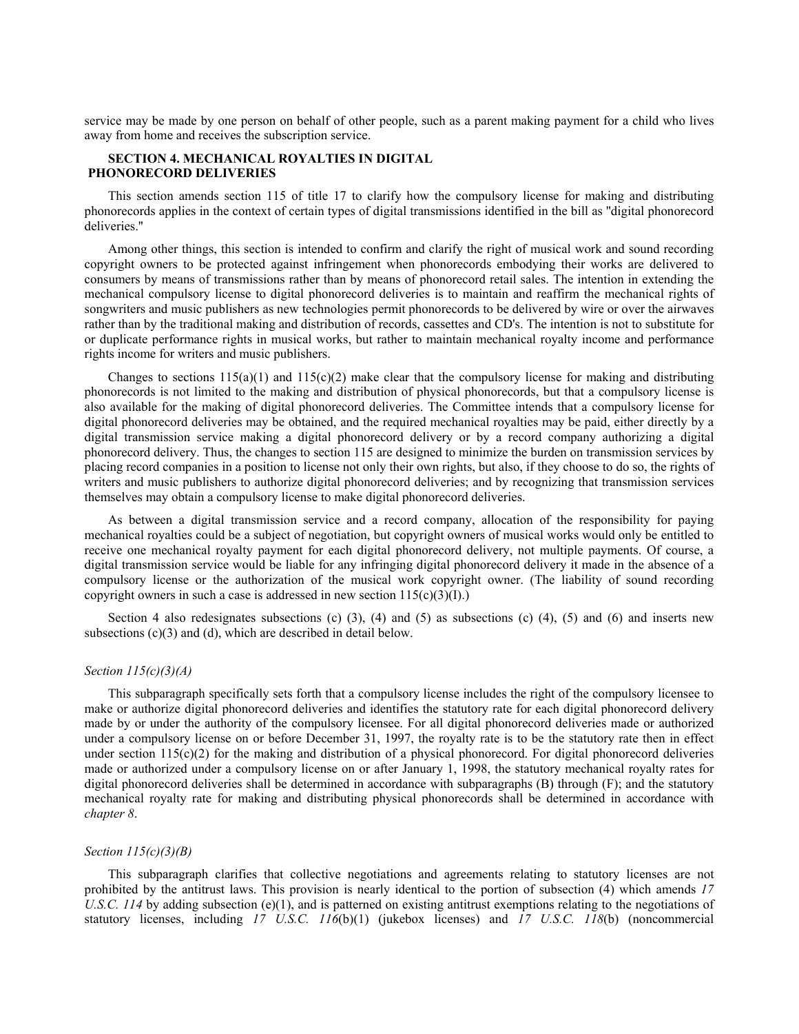service may be made by one person on behalf of other people, such as a parent making payment for a child who lives away from home and receives the subscription service.

### SECTION 4. MECHANICAL ROYALTIES IN DIGITAL PHONORECORD DELIVERIES

This section amends section 115 of title 17 to clarify how the compulsory license for making and distributing phonorecords applies in the context of certain types of digital transmissions identified in the bill as "digital phonorecord deliveries."

Among other things, this section is intended to confirm and clarify the right of musical work and sound recording copyright owners to be protected against infringement when phonorecords embodying their works are delivered to consumers by means of transmissions rather than by means of phonorecord retail sales. The intention in extending the mechanical compulsory license to digital phonorecord deliveries is to maintain and reaffirm the mechanical rights of songwriters and music publishers as new technologies permit phonorecords to be delivered by wire or over the airwaves rather than by the traditional making and distribution of records, cassettes and CD's. The intention is not to substitute for or duplicate performance rights in musical works, but rather to maintain mechanical royalty income and performance rights income for writers and music publishers.

Changes to sections 115(a)(1) and 115(c)(2) make clear that the compulsory license for making and distributing phonorecords is not limited to the making and distribution of physical phonorecords, but that a compulsory license is also available for the making of digital phonorecord deliveries. The Committee intends that a compulsory license for digital phonorecord deliveries may be obtained, and the required mechanical royalties may be paid, either directly by a digital transmission service making a digital phonorecord delivery or by a record company authorizing a digital phonorecord delivery. Thus, the changes to section 115 are designed to minimize the burden on transmission services by placing record companies in a position to license not only their own rights, but also, if they choose to do so, the rights of writers and music publishers to authorize digital phonorecord deliveries; and by recognizing that transmission services themselves may obtain a compulsory license to make digital phonorecord deliveries.

As between a digital transmission service and a record company, allocation of the responsibility for paying mechanical royalties could be a subject of negotiation, but copyright owners of musical works would only be entitled to receive one mechanical royalty payment for each digital phonorecord delivery, not multiple payments. Of course, a digital transmission service would be liable for any infringing digital phonorecord delivery it made in the absence of a compulsory license or the authorization of the musical work copyright owner. (The liability of sound recording copyright owners in such a case is addressed in new section 115(c)(3)(I).)

Section 4 also redesignates subsections (c) (3), (4) and (5) as subsections (c) (4), (5) and (6) and inserts new subsections (c)(3) and (d), which are described in detail below.

*Section 115(c)(3)(A)*

This subparagraph specifically sets forth that a compulsory license includes the right of the compulsory licensee to make or authorize digital phonorecord deliveries and identifies the statutory rate for each digital phonorecord delivery made by or under the authority of the compulsory licensee. For all digital phonorecord deliveries made or authorized under a compulsory license on or before December 31, 1997, the royalty rate is to be the statutory rate then in effect under section 115(c)(2) for the making and distribution of a physical phonorecord. For digital phonorecord deliveries made or authorized under a compulsory license on or after January 1, 1998, the statutory mechanical royalty rates for digital phonorecord deliveries shall be determined in accordance with subparagraphs (B) through (F); and the statutory mechanical royalty rate for making and distributing physical phonorecords shall be determined in accordance with *chapter 8*.

*Section 115(c)(3)(B)*

This subparagraph clarifies that collective negotiations and agreements relating to statutory licenses are not prohibited by the antitrust laws. This provision is nearly identical to the portion of subsection (4) which amends *17 U.S.C. 114* by adding subsection (e)(1), and is patterned on existing antitrust exemptions relating to the negotiations of statutory licenses, including *17 U.S.C. 116*(b)(1) (jukebox licenses) and *17 U.S.C. 118*(b) (noncommercial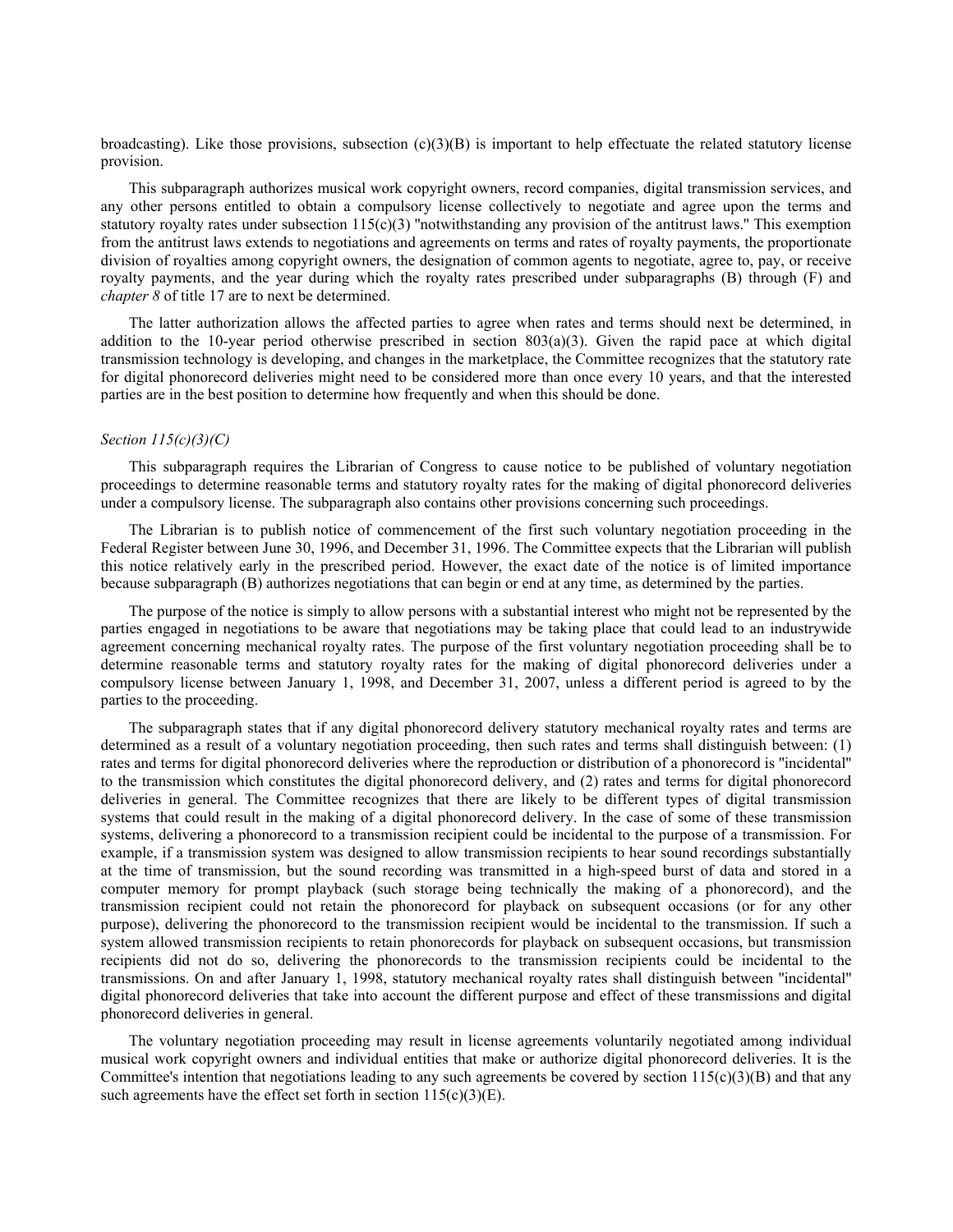broadcasting). Like those provisions, subsection (c)(3)(B) is important to help effectuate the related statutory license provision.

This subparagraph authorizes musical work copyright owners, record companies, digital transmission services, and any other persons entitled to obtain a compulsory license collectively to negotiate and agree upon the terms and statutory royalty rates under subsection 115(c)(3) "notwithstanding any provision of the antitrust laws." This exemption from the antitrust laws extends to negotiations and agreements on terms and rates of royalty payments, the proportionate division of royalties among copyright owners, the designation of common agents to negotiate, agree to, pay, or receive royalty payments, and the year during which the royalty rates prescribed under subparagraphs (B) through (F) and *chapter 8* of title 17 are to next be determined.

The latter authorization allows the affected parties to agree when rates and terms should next be determined, in addition to the 10-year period otherwise prescribed in section 803(a)(3). Given the rapid pace at which digital transmission technology is developing, and changes in the marketplace, the Committee recognizes that the statutory rate for digital phonorecord deliveries might need to be considered more than once every 10 years, and that the interested parties are in the best position to determine how frequently and when this should be done.

*Section 115(c)(3)(C)*

This subparagraph requires the Librarian of Congress to cause notice to be published of voluntary negotiation proceedings to determine reasonable terms and statutory royalty rates for the making of digital phonorecord deliveries under a compulsory license. The subparagraph also contains other provisions concerning such proceedings.

The Librarian is to publish notice of commencement of the first such voluntary negotiation proceeding in the Federal Register between June 30, 1996, and December 31, 1996. The Committee expects that the Librarian will publish this notice relatively early in the prescribed period. However, the exact date of the notice is of limited importance because subparagraph (B) authorizes negotiations that can begin or end at any time, as determined by the parties.

The purpose of the notice is simply to allow persons with a substantial interest who might not be represented by the parties engaged in negotiations to be aware that negotiations may be taking place that could lead to an industrywide agreement concerning mechanical royalty rates. The purpose of the first voluntary negotiation proceeding shall be to determine reasonable terms and statutory royalty rates for the making of digital phonorecord deliveries under a compulsory license between January 1, 1998, and December 31, 2007, unless a different period is agreed to by the parties to the proceeding.

The subparagraph states that if any digital phonorecord delivery statutory mechanical royalty rates and terms are determined as a result of a voluntary negotiation proceeding, then such rates and terms shall distinguish between: (1) rates and terms for digital phonorecord deliveries where the reproduction or distribution of a phonorecord is "incidental" to the transmission which constitutes the digital phonorecord delivery, and (2) rates and terms for digital phonorecord deliveries in general. The Committee recognizes that there are likely to be different types of digital transmission systems that could result in the making of a digital phonorecord delivery. In the case of some of these transmission systems, delivering a phonorecord to a transmission recipient could be incidental to the purpose of a transmission. For example, if a transmission system was designed to allow transmission recipients to hear sound recordings substantially at the time of transmission, but the sound recording was transmitted in a high-speed burst of data and stored in a computer memory for prompt playback (such storage being technically the making of a phonorecord), and the transmission recipient could not retain the phonorecord for playback on subsequent occasions (or for any other purpose), delivering the phonorecord to the transmission recipient would be incidental to the transmission. If such a system allowed transmission recipients to retain phonorecords for playback on subsequent occasions, but transmission recipients did not do so, delivering the phonorecords to the transmission recipients could be incidental to the transmissions. On and after January 1, 1998, statutory mechanical royalty rates shall distinguish between "incidental" digital phonorecord deliveries that take into account the different purpose and effect of these transmissions and digital phonorecord deliveries in general.

The voluntary negotiation proceeding may result in license agreements voluntarily negotiated among individual musical work copyright owners and individual entities that make or authorize digital phonorecord deliveries. It is the Committee's intention that negotiations leading to any such agreements be covered by section 115(c)(3)(B) and that any such agreements have the effect set forth in section 115(c)(3)(E).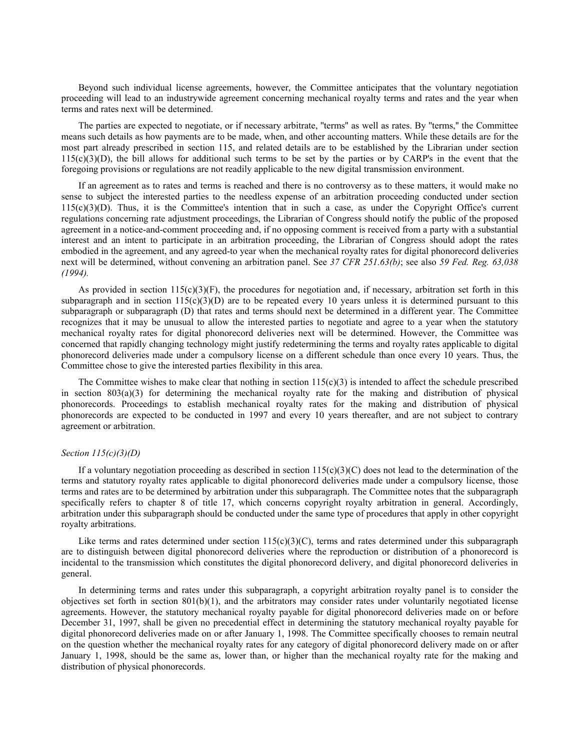Beyond such individual license agreements, however, the Committee anticipates that the voluntary negotiation proceeding will lead to an industrywide agreement concerning mechanical royalty terms and rates and the year when terms and rates next will be determined.

The parties are expected to negotiate, or if necessary arbitrate, "terms" as well as rates. By "terms," the Committee means such details as how payments are to be made, when, and other accounting matters. While these details are for the most part already prescribed in section 115, and related details are to be established by the Librarian under section 115(c)(3)(D), the bill allows for additional such terms to be set by the parties or by CARP's in the event that the foregoing provisions or regulations are not readily applicable to the new digital transmission environment.

If an agreement as to rates and terms is reached and there is no controversy as to these matters, it would make no sense to subject the interested parties to the needless expense of an arbitration proceeding conducted under section 115(c)(3)(D). Thus, it is the Committee's intention that in such a case, as under the Copyright Office's current regulations concerning rate adjustment proceedings, the Librarian of Congress should notify the public of the proposed agreement in a notice-and-comment proceeding and, if no opposing comment is received from a party with a substantial interest and an intent to participate in an arbitration proceeding, the Librarian of Congress should adopt the rates embodied in the agreement, and any agreed-to year when the mechanical royalty rates for digital phonorecord deliveries next will be determined, without convening an arbitration panel. See *37 CFR 251.63(b)*; see also *59 Fed. Reg. 63,038 (1994).*

As provided in section 115(c)(3)(F), the procedures for negotiation and, if necessary, arbitration set forth in this subparagraph and in section 115(c)(3)(D) are to be repeated every 10 years unless it is determined pursuant to this subparagraph or subparagraph (D) that rates and terms should next be determined in a different year. The Committee recognizes that it may be unusual to allow the interested parties to negotiate and agree to a year when the statutory mechanical royalty rates for digital phonorecord deliveries next will be determined. However, the Committee was concerned that rapidly changing technology might justify redetermining the terms and royalty rates applicable to digital phonorecord deliveries made under a compulsory license on a different schedule than once every 10 years. Thus, the Committee chose to give the interested parties flexibility in this area.

The Committee wishes to make clear that nothing in section 115(c)(3) is intended to affect the schedule prescribed in section 803(a)(3) for determining the mechanical royalty rate for the making and distribution of physical phonorecords. Proceedings to establish mechanical royalty rates for the making and distribution of physical phonorecords are expected to be conducted in 1997 and every 10 years thereafter, and are not subject to contrary agreement or arbitration.

*Section 115(c)(3)(D)*

If a voluntary negotiation proceeding as described in section 115(c)(3)(C) does not lead to the determination of the terms and statutory royalty rates applicable to digital phonorecord deliveries made under a compulsory license, those terms and rates are to be determined by arbitration under this subparagraph. The Committee notes that the subparagraph specifically refers to chapter 8 of title 17, which concerns copyright royalty arbitration in general. Accordingly, arbitration under this subparagraph should be conducted under the same type of procedures that apply in other copyright royalty arbitrations.

Like terms and rates determined under section 115(c)(3)(C), terms and rates determined under this subparagraph are to distinguish between digital phonorecord deliveries where the reproduction or distribution of a phonorecord is incidental to the transmission which constitutes the digital phonorecord delivery, and digital phonorecord deliveries in general.

In determining terms and rates under this subparagraph, a copyright arbitration royalty panel is to consider the objectives set forth in section 801(b)(1), and the arbitrators may consider rates under voluntarily negotiated license agreements. However, the statutory mechanical royalty payable for digital phonorecord deliveries made on or before December 31, 1997, shall be given no precedential effect in determining the statutory mechanical royalty payable for digital phonorecord deliveries made on or after January 1, 1998. The Committee specifically chooses to remain neutral on the question whether the mechanical royalty rates for any category of digital phonorecord delivery made on or after January 1, 1998, should be the same as, lower than, or higher than the mechanical royalty rate for the making and distribution of physical phonorecords.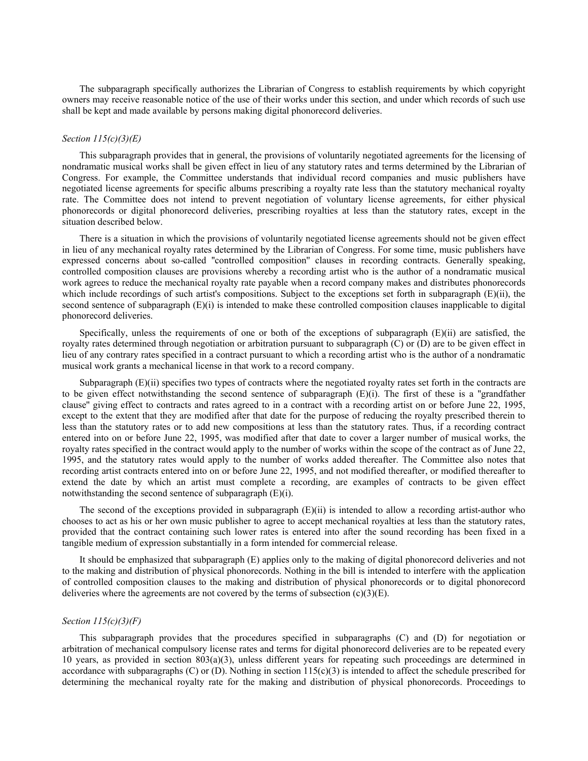The subparagraph specifically authorizes the Librarian of Congress to establish requirements by which copyright owners may receive reasonable notice of the use of their works under this section, and under which records of such use shall be kept and made available by persons making digital phonorecord deliveries.

*Section 115(c)(3)(E)*

This subparagraph provides that in general, the provisions of voluntarily negotiated agreements for the licensing of nondramatic musical works shall be given effect in lieu of any statutory rates and terms determined by the Librarian of Congress. For example, the Committee understands that individual record companies and music publishers have negotiated license agreements for specific albums prescribing a royalty rate less than the statutory mechanical royalty rate. The Committee does not intend to prevent negotiation of voluntary license agreements, for either physical phonorecords or digital phonorecord deliveries, prescribing royalties at less than the statutory rates, except in the situation described below.

There is a situation in which the provisions of voluntarily negotiated license agreements should not be given effect in lieu of any mechanical royalty rates determined by the Librarian of Congress. For some time, music publishers have expressed concerns about so-called "controlled composition" clauses in recording contracts. Generally speaking, controlled composition clauses are provisions whereby a recording artist who is the author of a nondramatic musical work agrees to reduce the mechanical royalty rate payable when a record company makes and distributes phonorecords which include recordings of such artist's compositions. Subject to the exceptions set forth in subparagraph (E)(ii), the second sentence of subparagraph (E)(i) is intended to make these controlled composition clauses inapplicable to digital phonorecord deliveries.

Specifically, unless the requirements of one or both of the exceptions of subparagraph (E)(ii) are satisfied, the royalty rates determined through negotiation or arbitration pursuant to subparagraph (C) or (D) are to be given effect in lieu of any contrary rates specified in a contract pursuant to which a recording artist who is the author of a nondramatic musical work grants a mechanical license in that work to a record company.

Subparagraph (E)(ii) specifies two types of contracts where the negotiated royalty rates set forth in the contracts are to be given effect notwithstanding the second sentence of subparagraph (E)(i). The first of these is a "grandfather clause" giving effect to contracts and rates agreed to in a contract with a recording artist on or before June 22, 1995, except to the extent that they are modified after that date for the purpose of reducing the royalty prescribed therein to less than the statutory rates or to add new compositions at less than the statutory rates. Thus, if a recording contract entered into on or before June 22, 1995, was modified after that date to cover a larger number of musical works, the royalty rates specified in the contract would apply to the number of works within the scope of the contract as of June 22, 1995, and the statutory rates would apply to the number of works added thereafter. The Committee also notes that recording artist contracts entered into on or before June 22, 1995, and not modified thereafter, or modified thereafter to extend the date by which an artist must complete a recording, are examples of contracts to be given effect notwithstanding the second sentence of subparagraph (E)(i).

The second of the exceptions provided in subparagraph (E)(ii) is intended to allow a recording artist-author who chooses to act as his or her own music publisher to agree to accept mechanical royalties at less than the statutory rates, provided that the contract containing such lower rates is entered into after the sound recording has been fixed in a tangible medium of expression substantially in a form intended for commercial release.

It should be emphasized that subparagraph (E) applies only to the making of digital phonorecord deliveries and not to the making and distribution of physical phonorecords. Nothing in the bill is intended to interfere with the application of controlled composition clauses to the making and distribution of physical phonorecords or to digital phonorecord deliveries where the agreements are not covered by the terms of subsection (c)(3)(E).

*Section 115(c)(3)(F)*

This subparagraph provides that the procedures specified in subparagraphs (C) and (D) for negotiation or arbitration of mechanical compulsory license rates and terms for digital phonorecord deliveries are to be repeated every 10 years, as provided in section 803(a)(3), unless different years for repeating such proceedings are determined in accordance with subparagraphs (C) or (D). Nothing in section 115(c)(3) is intended to affect the schedule prescribed for determining the mechanical royalty rate for the making and distribution of physical phonorecords. Proceedings to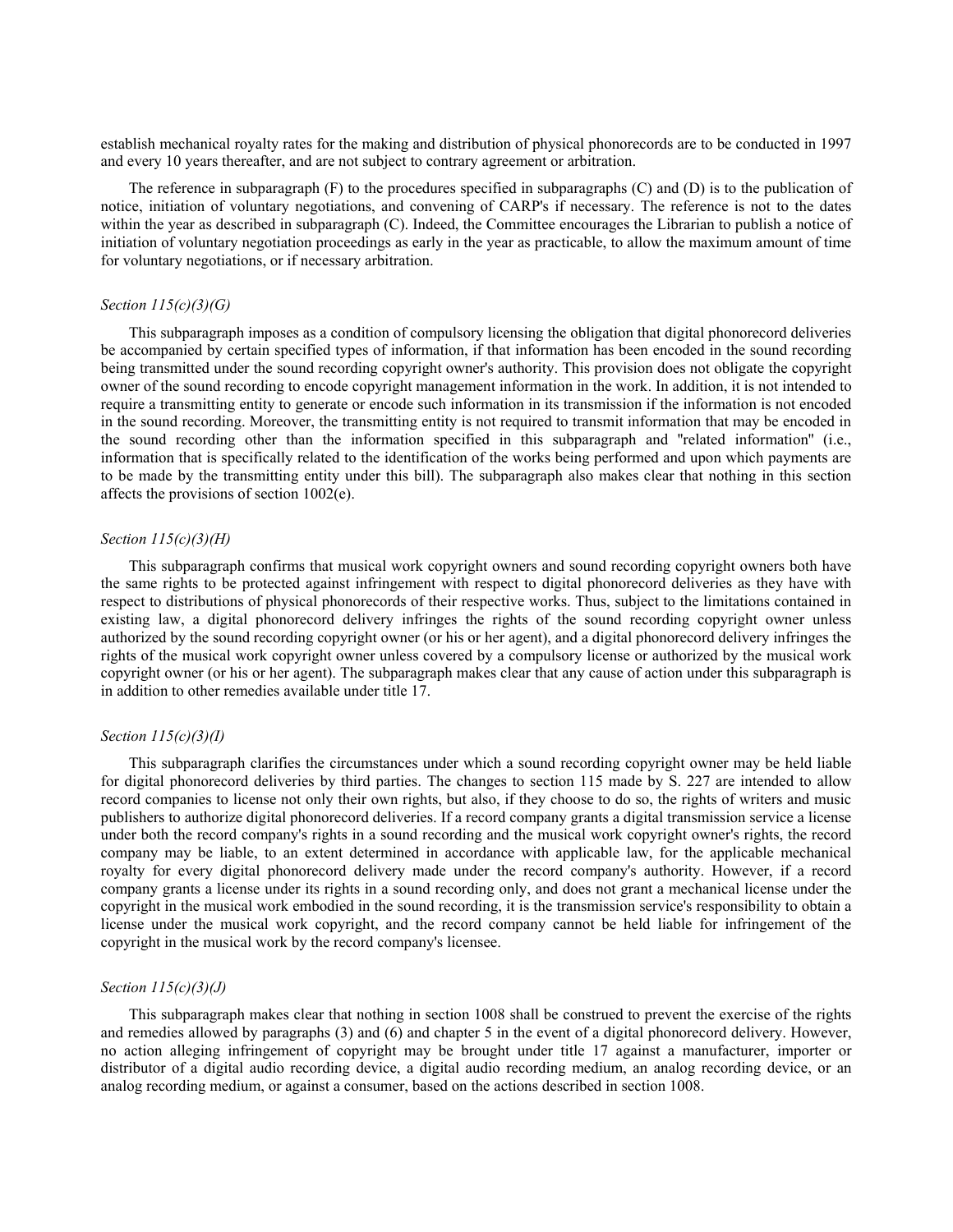establish mechanical royalty rates for the making and distribution of physical phonorecords are to be conducted in 1997 and every 10 years thereafter, and are not subject to contrary agreement or arbitration.

The reference in subparagraph (F) to the procedures specified in subparagraphs (C) and (D) is to the publication of notice, initiation of voluntary negotiations, and convening of CARP's if necessary. The reference is not to the dates within the year as described in subparagraph (C). Indeed, the Committee encourages the Librarian to publish a notice of initiation of voluntary negotiation proceedings as early in the year as practicable, to allow the maximum amount of time for voluntary negotiations, or if necessary arbitration.

*Section 115(c)(3)(G)*

This subparagraph imposes as a condition of compulsory licensing the obligation that digital phonorecord deliveries be accompanied by certain specified types of information, if that information has been encoded in the sound recording being transmitted under the sound recording copyright owner's authority. This provision does not obligate the copyright owner of the sound recording to encode copyright management information in the work. In addition, it is not intended to require a transmitting entity to generate or encode such information in its transmission if the information is not encoded in the sound recording. Moreover, the transmitting entity is not required to transmit information that may be encoded in the sound recording other than the information specified in this subparagraph and "related information" (i.e., information that is specifically related to the identification of the works being performed and upon which payments are to be made by the transmitting entity under this bill). The subparagraph also makes clear that nothing in this section affects the provisions of section 1002(e).

*Section 115(c)(3)(H)*

This subparagraph confirms that musical work copyright owners and sound recording copyright owners both have the same rights to be protected against infringement with respect to digital phonorecord deliveries as they have with respect to distributions of physical phonorecords of their respective works. Thus, subject to the limitations contained in existing law, a digital phonorecord delivery infringes the rights of the sound recording copyright owner unless authorized by the sound recording copyright owner (or his or her agent), and a digital phonorecord delivery infringes the rights of the musical work copyright owner unless covered by a compulsory license or authorized by the musical work copyright owner (or his or her agent). The subparagraph makes clear that any cause of action under this subparagraph is in addition to other remedies available under title 17.

*Section 115(c)(3)(I)*

This subparagraph clarifies the circumstances under which a sound recording copyright owner may be held liable for digital phonorecord deliveries by third parties. The changes to section 115 made by S. 227 are intended to allow record companies to license not only their own rights, but also, if they choose to do so, the rights of writers and music publishers to authorize digital phonorecord deliveries. If a record company grants a digital transmission service a license under both the record company's rights in a sound recording and the musical work copyright owner's rights, the record company may be liable, to an extent determined in accordance with applicable law, for the applicable mechanical royalty for every digital phonorecord delivery made under the record company's authority. However, if a record company grants a license under its rights in a sound recording only, and does not grant a mechanical license under the copyright in the musical work embodied in the sound recording, it is the transmission service's responsibility to obtain a license under the musical work copyright, and the record company cannot be held liable for infringement of the copyright in the musical work by the record company's licensee.

*Section 115(c)(3)(J)*

This subparagraph makes clear that nothing in section 1008 shall be construed to prevent the exercise of the rights and remedies allowed by paragraphs (3) and (6) and chapter 5 in the event of a digital phonorecord delivery. However, no action alleging infringement of copyright may be brought under title 17 against a manufacturer, importer or distributor of a digital audio recording device, a digital audio recording medium, an analog recording device, or an analog recording medium, or against a consumer, based on the actions described in section 1008.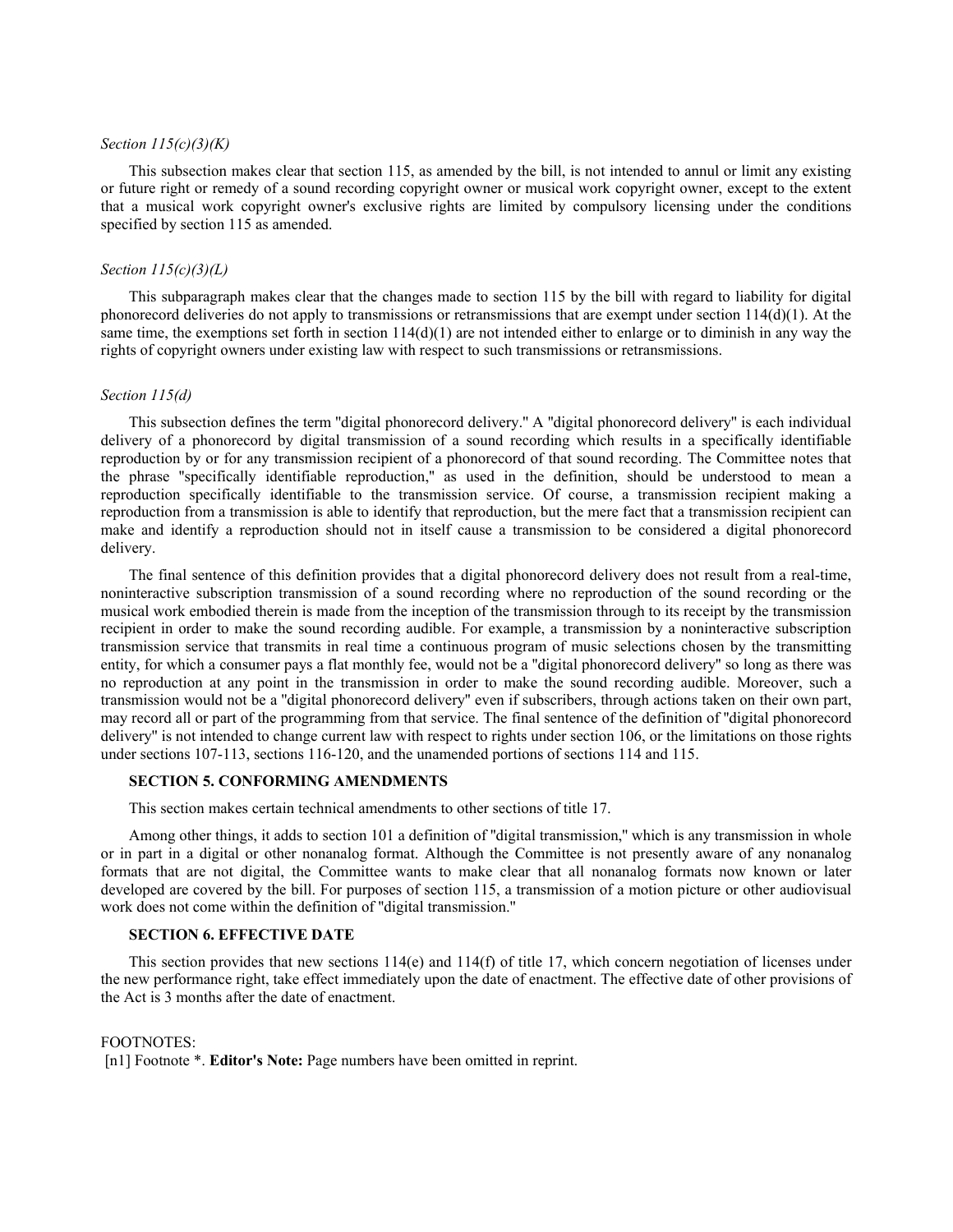*Section 115(c)(3)(K)*

This subsection makes clear that section 115, as amended by the bill, is not intended to annul or limit any existing or future right or remedy of a sound recording copyright owner or musical work copyright owner, except to the extent that a musical work copyright owner's exclusive rights are limited by compulsory licensing under the conditions specified by section 115 as amended.

*Section 115(c)(3)(L)*

This subparagraph makes clear that the changes made to section 115 by the bill with regard to liability for digital phonorecord deliveries do not apply to transmissions or retransmissions that are exempt under section 114(d)(1). At the same time, the exemptions set forth in section 114(d)(1) are not intended either to enlarge or to diminish in any way the rights of copyright owners under existing law with respect to such transmissions or retransmissions.

*Section 115(d)*

This subsection defines the term "digital phonorecord delivery." A "digital phonorecord delivery" is each individual delivery of a phonorecord by digital transmission of a sound recording which results in a specifically identifiable reproduction by or for any transmission recipient of a phonorecord of that sound recording. The Committee notes that the phrase "specifically identifiable reproduction," as used in the definition, should be understood to mean a reproduction specifically identifiable to the transmission service. Of course, a transmission recipient making a reproduction from a transmission is able to identify that reproduction, but the mere fact that a transmission recipient can make and identify a reproduction should not in itself cause a transmission to be considered a digital phonorecord delivery.

The final sentence of this definition provides that a digital phonorecord delivery does not result from a real-time, noninteractive subscription transmission of a sound recording where no reproduction of the sound recording or the musical work embodied therein is made from the inception of the transmission through to its receipt by the transmission recipient in order to make the sound recording audible. For example, a transmission by a noninteractive subscription transmission service that transmits in real time a continuous program of music selections chosen by the transmitting entity, for which a consumer pays a flat monthly fee, would not be a "digital phonorecord delivery" so long as there was no reproduction at any point in the transmission in order to make the sound recording audible. Moreover, such a transmission would not be a "digital phonorecord delivery" even if subscribers, through actions taken on their own part, may record all or part of the programming from that service. The final sentence of the definition of "digital phonorecord delivery" is not intended to change current law with respect to rights under section 106, or the limitations on those rights under sections 107-113, sections 116-120, and the unamended portions of sections 114 and 115.

**SECTION 5. CONFORMING AMENDMENTS**

This section makes certain technical amendments to other sections of title 17.

Among other things, it adds to section 101 a definition of "digital transmission," which is any transmission in whole or in part in a digital or other nonanalog format. Although the Committee is not presently aware of any nonanalog formats that are not digital, the Committee wants to make clear that all nonanalog formats now known or later developed are covered by the bill. For purposes of section 115, a transmission of a motion picture or other audiovisual work does not come within the definition of "digital transmission."

**SECTION 6. EFFECTIVE DATE**

This section provides that new sections 114(e) and 114(f) of title 17, which concern negotiation of licenses under the new performance right, take effect immediately upon the date of enactment. The effective date of other provisions of the Act is 3 months after the date of enactment.

FOOTNOTES:

[n1] Footnote *. **Editor's Note:** Page numbers have been omitted in reprint.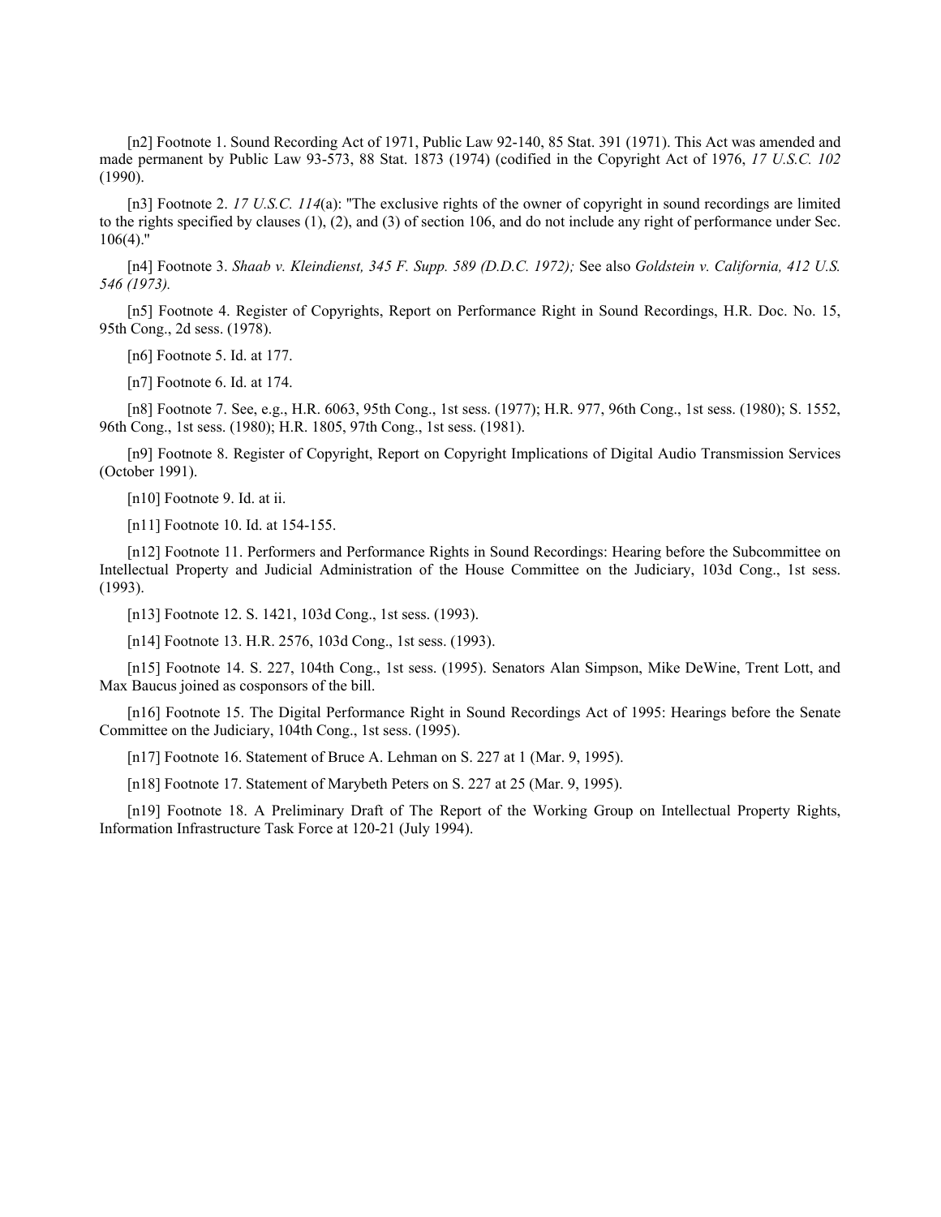[n2] Footnote 1. Sound Recording Act of 1971, Public Law 92-140, 85 Stat. 391 (1971). This Act was amended and made permanent by Public Law 93-573, 88 Stat. 1873 (1974) (codified in the Copyright Act of 1976, *17 U.S.C. 102* (1990).

[n3] Footnote 2. *17 U.S.C. 114*(a): "The exclusive rights of the owner of copyright in sound recordings are limited to the rights specified by clauses (1), (2), and (3) of section 106, and do not include any right of performance under Sec. 106(4)."

[n4] Footnote 3. *Shaab v. Kleindienst, 345 F. Supp. 589 (D.D.C. 1972);* See also *Goldstein v. California, 412 U.S. 546 (1973).*

[n5] Footnote 4. Register of Copyrights, Report on Performance Right in Sound Recordings, H.R. Doc. No. 15, 95th Cong., 2d sess. (1978).

[n6] Footnote 5. Id. at 177.

[n7] Footnote 6. Id. at 174.

[n8] Footnote 7. See, e.g., H.R. 6063, 95th Cong., 1st sess. (1977); H.R. 977, 96th Cong., 1st sess. (1980); S. 1552, 96th Cong., 1st sess. (1980); H.R. 1805, 97th Cong., 1st sess. (1981).

[n9] Footnote 8. Register of Copyright, Report on Copyright Implications of Digital Audio Transmission Services (October 1991).

[n10] Footnote 9. Id. at ii.

[n11] Footnote 10. Id. at 154-155.

[n12] Footnote 11. Performers and Performance Rights in Sound Recordings: Hearing before the Subcommittee on Intellectual Property and Judicial Administration of the House Committee on the Judiciary, 103d Cong., 1st sess. (1993).

[n13] Footnote 12. S. 1421, 103d Cong., 1st sess. (1993).

[n14] Footnote 13. H.R. 2576, 103d Cong., 1st sess. (1993).

[n15] Footnote 14. S. 227, 104th Cong., 1st sess. (1995). Senators Alan Simpson, Mike DeWine, Trent Lott, and Max Baucus joined as cosponsors of the bill.

[n16] Footnote 15. The Digital Performance Right in Sound Recordings Act of 1995: Hearings before the Senate Committee on the Judiciary, 104th Cong., 1st sess. (1995).

[n17] Footnote 16. Statement of Bruce A. Lehman on S. 227 at 1 (Mar. 9, 1995).

[n18] Footnote 17. Statement of Marybeth Peters on S. 227 at 25 (Mar. 9, 1995).

[n19] Footnote 18. A Preliminary Draft of The Report of the Working Group on Intellectual Property Rights, Information Infrastructure Task Force at 120-21 (July 1994).